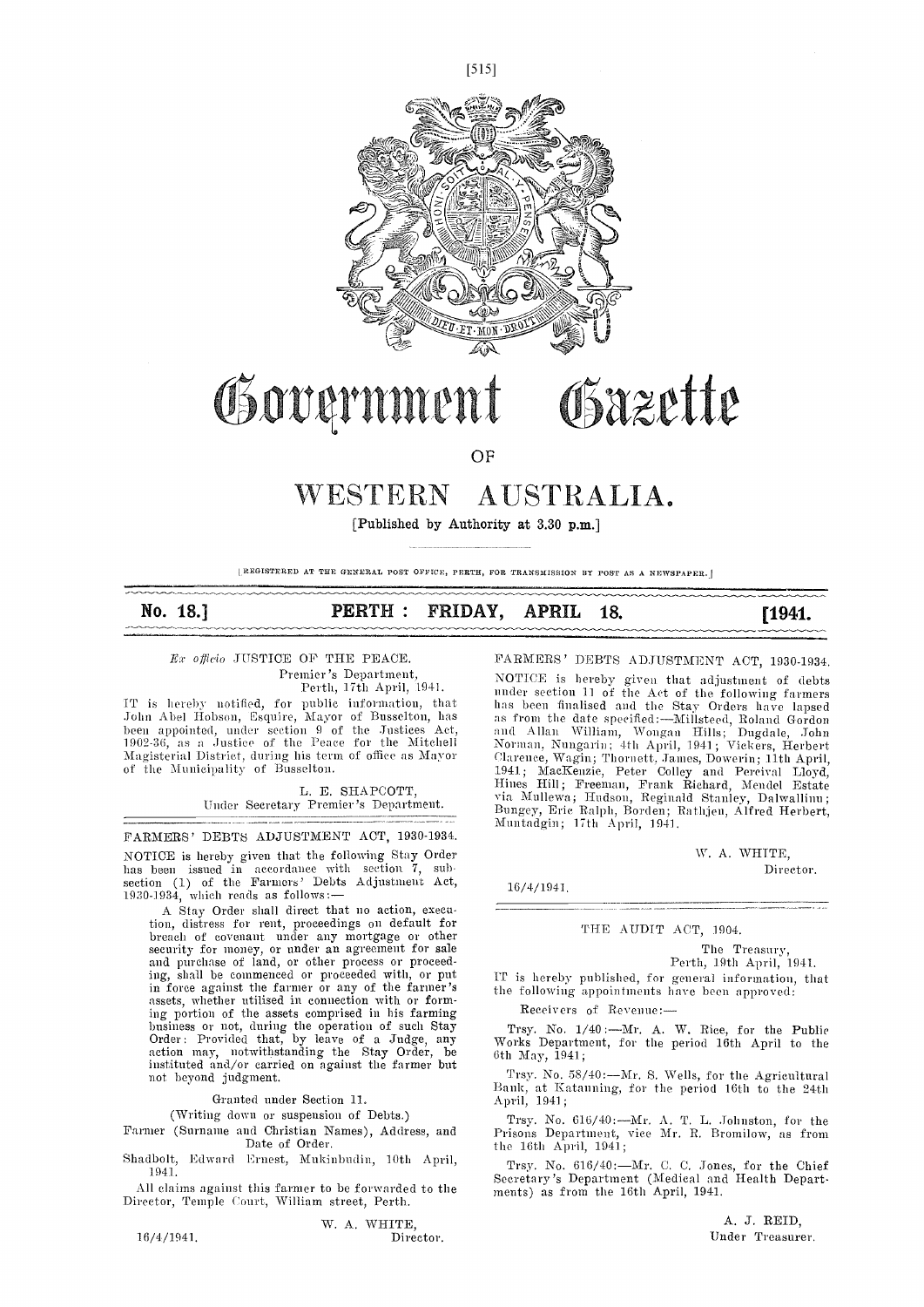# Government Gazette

OF

# WESTERN AUSTRALIA.

[Published by Authority at 3.30 p.m.]

[REGISTERED AT THE GENERAL POST OFFICE, PERTH, FOR TRANSMISSION BY POST AS A NEWSPAPER.]

**No. 18.] PERTH: FRIDAY, APRIL 18. [1941.**

---

*Ex officio* JUSTICE OF THE PEACE.

Premier's Department,
Perth, 17th April, 1941.

IT is hereby notified, for public information, that John Abel Hobson, Esquire, Mayor of Busselton, has been appointed, under section 9 of the Justices Act, 1902-36, as a Justice of the Peace for the Mitchell Magisterial District, during his term of office as Mayor of the Municipality of Busselton.

L. E. SHAPCOTT,
Under Secretary Premier's Department.

---

FARMERS' DEBTS ADJUSTMENT ACT, 1930-1934.

NOTICE is hereby given that the following Stay Order has been issued in accordance with section 7, subsection (1) of the Farmers' Debts Adjustment Act, 1930-1934, which reads as follows:—

> A Stay Order shall direct that no action, execution, distress for rent, proceedings on default for breach of covenant under any mortgage or other security for money, or under an agreement for sale and purchase of land, or other process or proceeding, shall be commenced or proceeded with, or put in force against the farmer or any of the farmer's assets, whether utilised in connection with or forming portion of the assets comprised in his farming business or not, during the operation of such Stay Order: Provided that, by leave of a Judge, any action may, notwithstanding the Stay Order, be instituted and/or carried on against the farmer but not beyond judgment.

Granted under Section 11.

(Writing down or suspension of Debts.)

Farmer (Surname and Christian Names), Address, and Date of Order.

Shadbolt, Edward Ernest, Mukinbudin, 10th April, 1941.

All claims against this farmer to be forwarded to the Director, Temple Court, William street, Perth.

W. A. WHITE,
Director.

16/4/1941.

---

FARMERS' DEBTS ADJUSTMENT ACT, 1930-1934.

NOTICE is hereby given that adjustment of debts under section 11 of the Act of the following farmers has been finalised and the Stay Orders have lapsed as from the date specified:—Millsteed, Roland Gordon and Allan William, Wongan Hills; Dugdale, John Norman, Nungarin; 4th April, 1941; Vickers, Herbert Clarence, Wagin; Thornett, James, Dowerin; 11th April, 1941; MacKenzie, Peter Colley and Percival Lloyd, Hines Hill; Freeman, Frank Richard, Mendel Estate via Mullewa; Hudson, Reginald Stanley, Dalwallinu; Bungey, Eric Ralph, Borden; Rathjen, Alfred Herbert, Muntadgin; 17th April, 1941.

W. A. WHITE,
Director.

16/4/1941.

---

THE AUDIT ACT, 1904.

The Treasury,
Perth, 19th April, 1941.

IT is hereby published, for general information, that the following appointments have been approved:

Receivers of Revenue:—

Trsy. No. 1/40:—Mr. A. W. Rice, for the Public Works Department, for the period 16th April to the 6th May, 1941;

Trsy. No. 58/40:—Mr. S. Wells, for the Agricultural Bank, at Katanning, for the period 16th to the 24th April, 1941;

Trsy. No. 616/40:—Mr. A. T. L. Johnston, for the Prisons Department, vice Mr. R. Bromilow, as from the 16th April, 1941;

Trsy. No. 616/40:—Mr. C. C. Jones, for the Chief Secretary's Department (Medical and Health Departments) as from the 16th April, 1941.

A. J. REID,
Under Treasurer.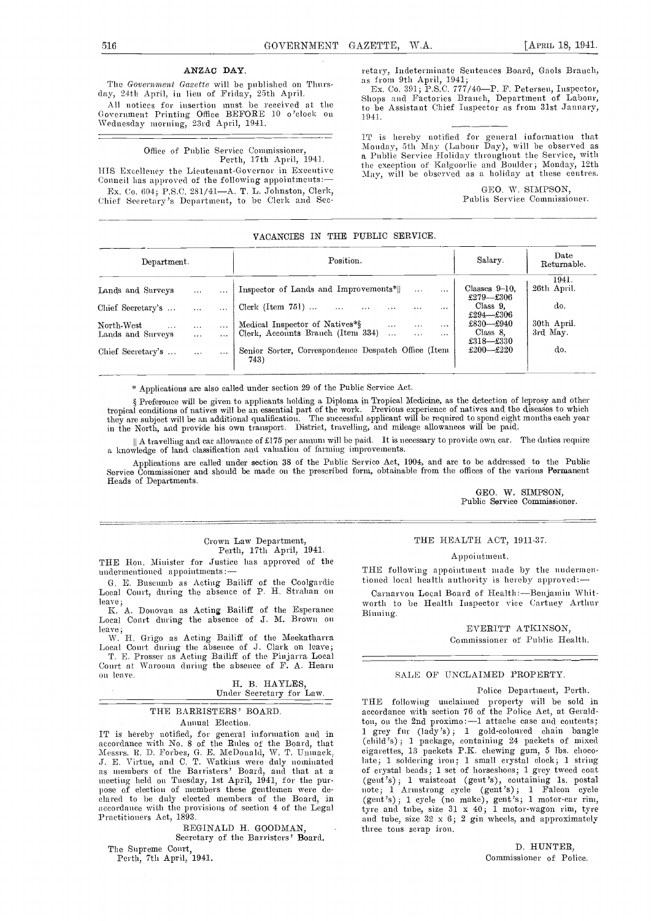## ANZAC DAY.

The *Government Gazette* will be published on Thursday, 24th April, in lieu of Friday, 25th April.

All notices for insertion must be received at the Government Printing Office BEFORE 10 o'clock on Wednesday morning, 23rd April, 1941.

---

Office of Public Service Commissioner,
Perth, 17th April, 1941.

HIS Excellency the Lieutenant-Governor in Executive Council has approved of the following appointments:—

Ex. Co. 604; P.S.C. 281/41—A. T. L. Johnston, Clerk, Chief Secretary's Department, to be Clerk and Secretary, Indeterminate Sentences Board, Gaols Branch, as from 9th April, 1941;

Ex. Co. 391; P.S.C. 777/40—P. F. Petersen, Inspector, Shops and Factories Branch, Department of Labour, to be Assistant Chief Inspector as from 31st January, 1941.

---

IT is hereby notified for general information that Monday, 5th May (Labour Day), will be observed as a Public Service Holiday throughout the Service, with the exception of Kalgoorlie and Boulder; Monday, 12th May, will be observed as a holiday at these centres.

GEO. W. SIMPSON,
Public Service Commissioner.

---

## VACANCIES IN THE PUBLIC SERVICE.

| Department. | Position. | Salary. | Date Returnable. |
|---|---|---|---|
| | | | 1941. |
| Lands and Surveys ... ... | Inspector of Lands and Improvements*‖ ... ... | Classes 9–10, £279—£306 | 26th April. |
| Chief Secretary's ... ... ... | Clerk (Item 751) ... ... ... ... ... ... | Class 9, £294—£306 | do. |
| North-West ... ... ... | Medical Inspector of Natives*§ ... ... ... | £830—£940 | 30th April. |
| Lands and Surveys ... ... | Clerk, Accounts Branch (Item 334) ... ... ... | Class 8, £318—£330 | 3rd May. |
| Chief Secretary's ... ... ... | Senior Sorter, Correspondence Despatch Office (Item 743) | £200—£220 | do. |

\* Applications are also called under section 29 of the Public Service Act.

§ Preference will be given to applicants holding a Diploma in Tropical Medicine, as the detection of leprosy and other tropical conditions of natives will be an essential part of the work. Previous experience of natives and the diseases to which they are subject will be an additional qualification. The successful applicant will be required to spend eight months each year in the North, and provide his own transport. District, travelling, and mileage allowances will be paid.

‖ A travelling and car allowance of £175 per annum will be paid. It is necessary to provide own car. The duties require a knowledge of land classification and valuation of farming improvements.

Applications are called under section 38 of the Public Service Act, 1904, and are to be addressed to the Public Service Commissioner and should be made on the prescribed form, obtainable from the offices of the various Permanent Heads of Departments.

GEO. W. SIMPSON,
Public Service Commissioner.

---

Crown Law Department,
Perth, 17th April, 1941.

THE Hon. Minister for Justice has approved of the undermentioned appointments:—

G. E. Buscumb as Acting Bailiff of the Coolgardie Local Court, during the absence of P. H. Strahan on leave;

K. A. Donovan as Acting Bailiff of the Esperance Local Court during the absence of J. M. Brown on leave;

W. H. Grigo as Acting Bailiff of the Meekatharra Local Court during the absence of J. Clark on leave;

T. E. Prosser as Acting Bailiff of the Pinjarra Local Court at Waroona during the absence of F. A. Hearn on leave.

H. B. HAYLES,
Under Secretary for Law.

---

## THE BARRISTERS' BOARD.

Annual Election.

IT is hereby notified, for general information and in accordance with No. 8 of the Rules of the Board, that Messrs. R. D. Forbes, G. E. McDonald, W. T. Unmack, J. E. Virtue, and C. T. Watkins were duly nominated as members of the Barristers' Board, and that at a meeting held on Tuesday, 1st April, 1941, for the purpose of election of members these gentlemen were declared to be duly elected members of the Board, in accordance with the provisions of section 4 of the Legal Practitioners Act, 1893.

REGINALD H. GOODMAN,
Secretary of the Barristers' Board.

The Supreme Court,
Perth, 7th April, 1941.

---

## THE HEALTH ACT, 1911-37.

Appointment.

THE following appointment made by the undermentioned local health authority is hereby approved:—

Carnarvon Local Board of Health:—Benjamin Whitworth to be Health Inspector vice Cartney Arthur Binning.

EVERITT ATKINSON,
Commissioner of Public Health.

---

## SALE OF UNCLAIMED PROPERTY.

Police Department, Perth.

THE following unclaimed property will be sold in accordance with section 76 of the Police Act, at Geraldton, on the 2nd proximo:—1 attache case and contents; 1 grey fur (lady's); 1 gold-coloured chain bangle (child's); 1 package, containing 24 packets of mixed cigarettes, 13 packets P.K. chewing gum, 5 lbs. chocolate; 1 soldering iron; 1 small crystal clock; 1 string of crystal beads; 1 set of horseshoes; 1 grey tweed coat (gent's); 1 waistcoat (gent's), containing 1s. postal note; 1 Armstrong cycle (gent's); 1 Falcon cycle (gent's); 1 cycle (no make), gent's; 1 motor-car rim, tyre and tube, size 31 x 40; 1 motor-wagon rim, tyre and tube, size 32 x 6; 2 gin wheels, and approximately three tons scrap iron.

D. HUNTER,
Commissioner of Police.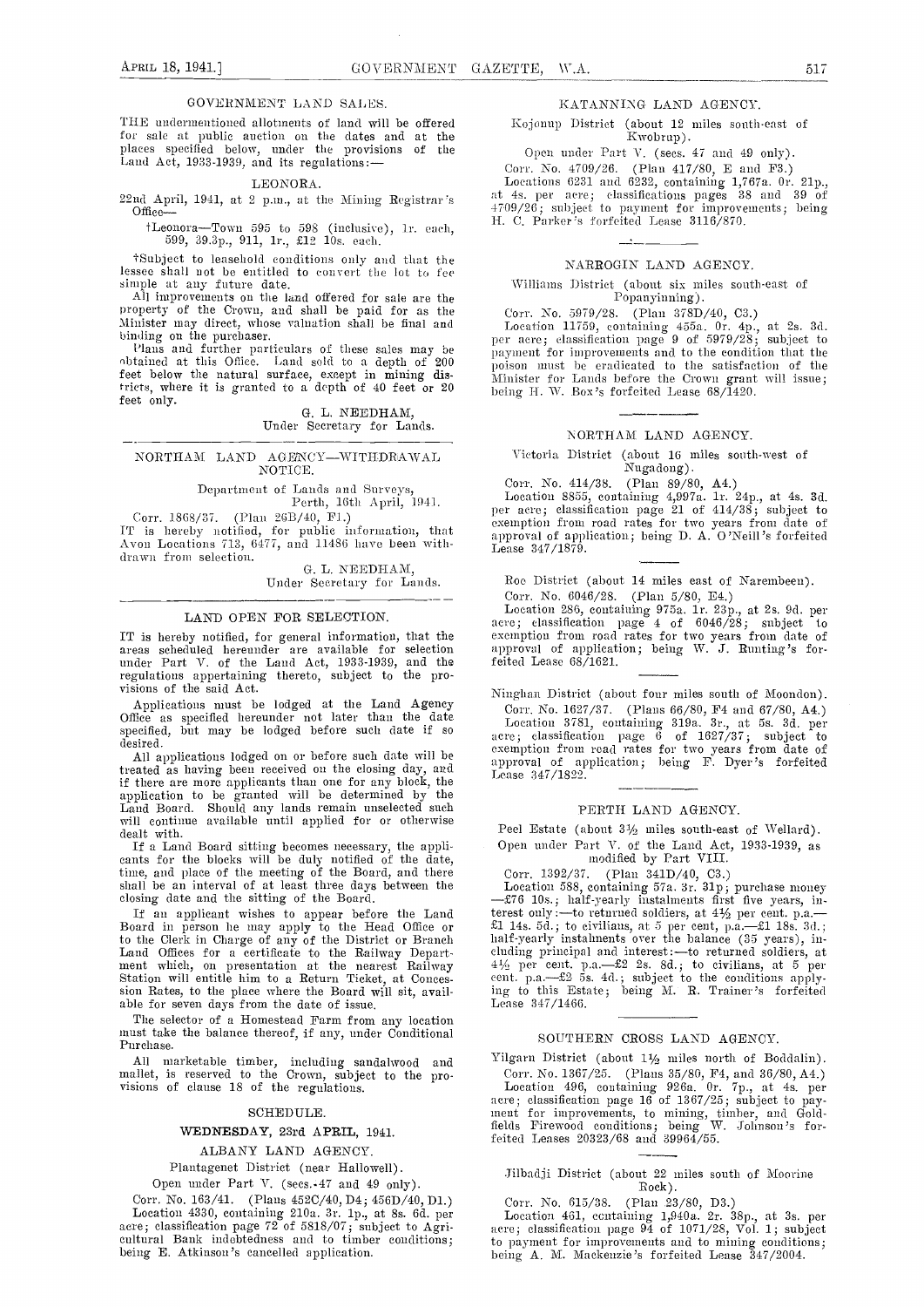## GOVERNMENT LAND SALES.

THE undermentioned allotments of land will be offered for sale at public auction on the dates and at the places specified below, under the provisions of the Land Act, 1933-1939, and its regulations:—

### LEONORA.

22nd April, 1941, at 2 p.m., at the Mining Registrar's Office—

†Leonora—Town 595 to 598 (inclusive), 1r. each, 599, 39.3p., 911, 1r., £12 10s. each.

†Subject to leasehold conditions only and that the lessee shall not be entitled to convert the lot to fee simple at any future date.

All improvements on the land offered for sale are the property of the Crown, and shall be paid for as the Minister may direct, whose valuation shall be final and binding on the purchaser.

Plans and further particulars of these sales may be obtained at this Office. Land sold to a depth of 200 feet below the natural surface, except in mining districts, where it is granted to a depth of 40 feet or 20 feet only.

G. L. NEEDHAM,
Under Secretary for Lands.

---

## NORTHAM LAND AGENCY—WITHDRAWAL NOTICE.

Department of Lands and Surveys,
Perth, 16th April, 1941.

Corr. 1868/37. (Plan 26B/40, F1.)

IT is hereby notified, for public information, that Avon Locations 713, 6477, and 11486 have been withdrawn from selection.

G. L. NEEDHAM,
Under Secretary for Lands.

---

## LAND OPEN FOR SELECTION.

IT is hereby notified, for general information, that the areas scheduled hereunder are available for selection under Part V. of the Land Act, 1933-1939, and the regulations appertaining thereto, subject to the provisions of the said Act.

Applications must be lodged at the Land Agency Office as specified hereunder not later than the date specified, but may be lodged before such date if so desired.

All applications lodged on or before such date will be treated as having been received on the closing day, and if there are more applicants than one for any block, the application to be granted will be determined by the Land Board. Should any lands remain unselected such will continue available until applied for or otherwise dealt with.

If a Land Board sitting becomes necessary, the applicants for the blocks will be duly notified of the date, time, and place of the meeting of the Board, and there shall be an interval of at least three days between the closing date and the sitting of the Board.

If an applicant wishes to appear before the Land Board in person he may apply to the Head Office or to the Clerk in Charge of any of the District or Branch Land Offices for a certificate to the Railway Department which, on presentation at the nearest Railway Station will entitle him to a Return Ticket, at Concession Rates, to the place where the Board will sit, available for seven days from the date of issue.

The selector of a Homestead Farm from any location must take the balance thereof, if any, under Conditional Purchase.

All marketable timber, including sandalwood and mallet, is reserved to the Crown, subject to the provisions of clause 18 of the regulations.

### SCHEDULE.

### WEDNESDAY, 23rd APRIL, 1941.

### ALBANY LAND AGENCY.

Plantagenet District (near Hallowell).

Open under Part V. (secs. 47 and 49 only).

Corr. No. 163/41. (Plans 452C/40, D4; 456D/40, D1.)

Location 4330, containing 210a. 3r. 1p., at 8s. 6d. per acre; classification page 72 of 5818/07; subject to Agricultural Bank indebtedness and to timber conditions; being E. Atkinson's cancelled application.

### KATANNING LAND AGENCY.

Kojonup District (about 12 miles south-east of Kwobrup).

Open under Part V. (secs. 47 and 49 only).

Corr. No. 4709/26. (Plan 417/80, E and F3.)

Locations 6231 and 6232, containing 1,767a. 0r. 21p., at 4s. per acre; classifications pages 38 and 39 of 4709/26; subject to payment for improvements; being H. C. Parker's forfeited Lease 3116/870.

### NARROGIN LAND AGENCY.

Williams District (about six miles south-east of Popanyinning).

Corr. No. 5979/28. (Plan 378D/40, C3.)

Location 11759, containing 455a. 0r. 4p., at 2s. 3d. per acre; classification page 9 of 5979/28; subject to payment for improvements and to the condition that the poison must be eradicated to the satisfaction of the Minister for Lands before the Crown grant will issue; being H. W. Box's forfeited Lease 68/1420.

### NORTHAM LAND AGENCY.

Victoria District (about 16 miles south-west of Nugadong).

Corr. No. 414/38. (Plan 89/80, A4.)

Location 8855, containing 4,997a. 1r. 24p., at 4s. 3d. per acre; classification page 21 of 414/38; subject to exemption from road rates for two years from date of approval of application; being D. A. O'Neill's forfeited Lease 347/1879.

Roe District (about 14 miles east of Narembeen).

Corr. No. 6046/28. (Plan 5/80, E4.)

Location 286, containing 975a. 1r. 23p., at 2s. 9d. per acre; classification page 4 of 6046/28; subject to exemption from road rates for two years from date of approval of application; being W. J. Bunting's forfeited Lease 68/1621.

Ninghan District (about four miles south of Moondon).

Corr. No. 1627/37. (Plans 66/80, F4 and 67/80, A4.)

Location 3781, containing 319a. 3r., at 5s. 3d. per acre; classification page 6 of 1627/37; subject to exemption from road rates for two years from date of approval of application; being F. Dyer's forfeited Lease 347/1822.

### PERTH LAND AGENCY.

Peel Estate (about 3½ miles south-east of Wellard).

Open under Part V. of the Land Act, 1933-1939, as modified by Part VIII.

Corr. 1392/37. (Plan 341D/40, C3.)

Location 588, containing 57a. 3r. 31p; purchase money —£76 10s.; half-yearly instalments first five years, interest only:—to returned soldiers, at 4½ per cent. p.a.—£1 14s. 5d.; to civilians, at 5 per cent, p.a.—£1 18s. 3d.; half-yearly instalments over the balance (35 years), including principal and interest:—to returned soldiers, at 4½ per cent. p.a.—£2 2s. 8d.; to civilians, at 5 per cent. p.a.—£2 5s. 4d.; subject to the conditions applying to this Estate; being M. R. Trainer's forfeited Lease 347/1466.

### SOUTHERN CROSS LAND AGENCY.

Yilgarn District (about 1½ miles north of Boddalin).

Corr. No. 1367/25. (Plans 35/80, F4, and 36/80, A4.)

Location 496, containing 926a. 0r. 7p., at 4s. per acre; classification page 16 of 1367/25; subject to payment for improvements, to mining, timber, and Goldfields Firewood conditions; being W. Johnson's forfeited Leases 20323/68 and 39964/55.

Jilbadji District (about 22 miles south of Moorine Rock).

Corr. No. 615/38. (Plan 23/80, D3.)

Location 461, containing 1,940a. 2r. 38p., at 3s. per acre; classification page 94 of 1071/28, Vol. 1; subject to payment for improvements and to mining conditions; being A. M. Mackenzie's forfeited Lease 347/2004.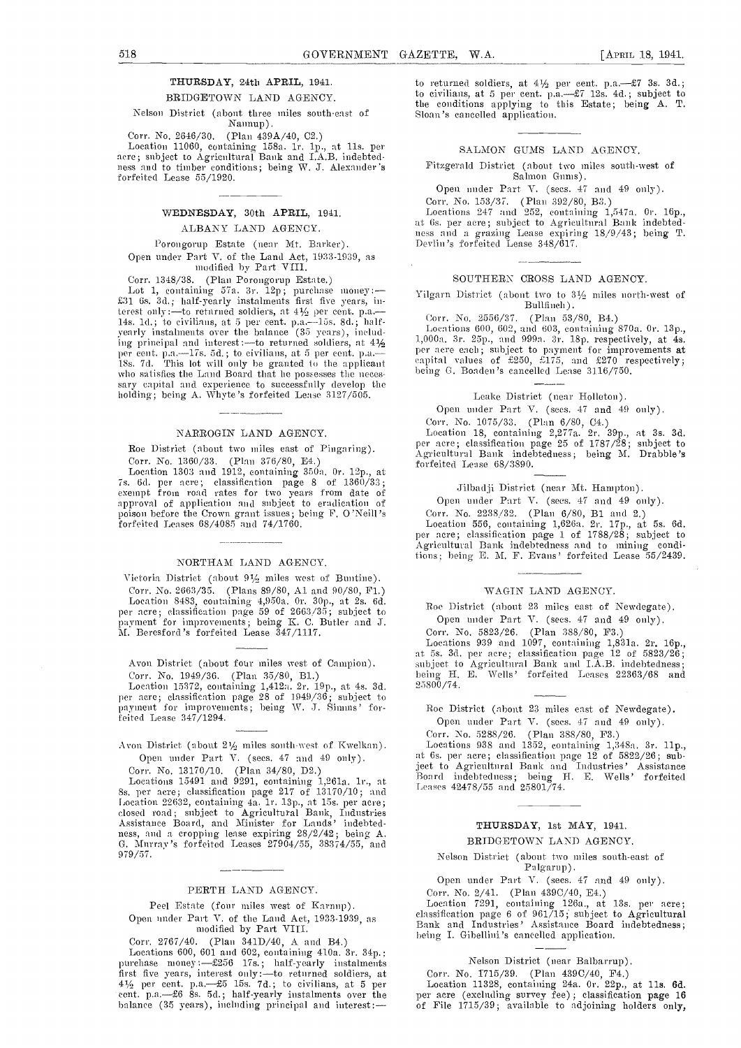### THURSDAY, 24th APRIL, 1941.

BRIDGETOWN LAND AGENCY.

Nelson District (about three miles south-east of Nannup).

Corr. No. 2646/30. (Plan 439A/40, C2.)

Location 11060, containing 158a. 1r. 1p., at 11s. per acre; subject to Agricultural Bank and I.A.B. indebtedness and to timber conditions; being W. J. Alexander's forfeited Lease 55/1920.

---

### WEDNESDAY, 30th APRIL, 1941.

ALBANY LAND AGENCY.

Porongorup Estate (near Mt. Barker).

Open under Part V. of the Land Act, 1933-1939, as modified by Part VIII.

Corr. 1348/38. (Plan Porongorup Estate.)

Lot 1, containing 57a. 3r. 12p; purchase money:—£31 6s. 3d.; half-yearly instalments first five years, interest only:—to returned soldiers, at 4½ per cent. p.a.—14s. 1d.; to civilians, at 5 per cent. p.a.—15s. 8d.; half-yearly instalments over the balance (35 years), including principal and interest:—to returned soldiers, at 4½ per cent. p.a.—17s. 5d.; to civilians, at 5 per cent. p.a.—18s. 7d. This lot will only be granted to the applicant who satisfies the Land Board that he possesses the necessary capital and experience to successfully develop the holding; being A. Whyte's forfeited Lease 3127/505.

---

NARROGIN LAND AGENCY.

Roe District (about two miles east of Pingaring).

Corr. No. 1360/33. (Plan 376/80, E4.)

Location 1303 and 1912, containing 350a. 0r. 12p., at 7s. 6d. per acre; classification page 8 of 1360/33; exempt from road rates for two years from date of approval of application and subject to eradication of poison before the Crown grant issues; being F. O'Neill's forfeited Leases 68/4085 and 74/1760.

---

NORTHAM LAND AGENCY.

Victoria District (about 9½ miles west of Buntine).

Corr. No. 2663/35. (Plans 89/80, A1 and 90/80, F1.)

Location 8483, containing 4,950a. 0r. 30p., at 2s. 6d. per acre; classification page 59 of 2663/35; subject to payment for improvements; being K. C. Butler and J. M. Beresford's forfeited Lease 347/1117.

Avon District (about four miles west of Campion).

Corr. No. 1949/36. (Plan 35/80, B1.)

Location 15372, containing 1,412a. 2r. 19p., at 4s. 3d. per acre; classification page 28 of 1949/36; subject to payment for improvements; being W. J. Simms' forfeited Lease 347/1294.

Avon District (about 2½ miles south-west of Kwelkan).

Open under Part V. (secs. 47 and 49 only).

Corr. No. 13170/10. (Plan 34/80, D2.)

Locations 15491 and 9291, containing 1,261a. 1r., at 8s. per acre; classification page 217 of 13170/10; and Location 22632, containing 4a. 1r. 13p., at 15s. per acre; closed road; subject to Agricultural Bank, Industries Assistance Board, and Minister for Lands' indebtedness, and a cropping lease expiring 28/2/42; being A. G. Murray's forfeited Leases 27904/55, 38374/55, and 979/57.

---

PERTH LAND AGENCY.

Peel Estate (four miles west of Karnup).

Open under Part V. of the Land Act, 1933-1939, as modified by Part VIII.

Corr. 2767/40. (Plan 341D/40, A and B4.)

Locations 600, 601 and 602, containing 410a. 3r. 34p.: purchase money:—£256 17s.; half-yearly instalments first five years, interest only:—to returned soldiers, at 4½ per cent. p.a.—£5 15s. 7d.; to civilians, at 5 per cent. p.a.—£6 8s. 5d.; half-yearly instalments over the balance (35 years), including principal and interest:—to returned soldiers, at 4½ per cent. p.a.—£7 3s. 3d.; to civilians, at 5 per cent. p.a.—£7 12s. 4d.; subject to the conditions applying to this Estate; being A. T. Sloan's cancelled application.

---

SALMON GUMS LAND AGENCY.

Fitzgerald District (about two miles south-west of Salmon Gums).

Open under Part V. (secs. 47 and 49 only).

Corr. No. 153/37. (Plan 392/80, B3.)

Locations 247 and 252, containing 1,547a. 0r. 16p., at 6s. per acre; subject to Agricultural Bank indebtedness and a grazing Lease expiring 18/9/43; being T. Devlin's forfeited Lease 348/617.

---

SOUTHERN CROSS LAND AGENCY.

Yilgarn District (about two to 3½ miles north-west of Bullfinch).

Corr. No. 2556/37. (Plan 53/80, B4.)

Locations 600, 602, and 603, containing 870a. 0r. 13p., 1,000a. 3r. 25p., and 999a. 3r. 18p. respectively, at 4s. per acre each; subject to payment for improvements at capital values of £250, £175, and £270 respectively; being G. Boaden's cancelled Lease 3116/750.

Leake District (near Holleton).

Open under Part V. (secs. 47 and 49 only).

Corr. No. 1075/33. (Plan 6/80, C4.)

Location 18, containing 2,277a. 2r. 39p., at 3s. 3d. per acre; classification page 25 of 1787/28; subject to Agricultural Bank indebtedness; being M. Drabble's forfeited Lease 68/3890.

Jilbadji District (near Mt. Hampton).

Open under Part V. (secs. 47 and 49 only).

Corr. No. 2238/32. (Plan 6/80, B1 and 2.)

Location 556, containing 1,626a. 2r. 17p., at 5s. 6d. per acre; classification page 1 of 1788/28; subject to Agricultural Bank indebtedness and to mining conditions; being E. M. F. Evans' forfeited Lease 55/2439.

---

WAGIN LAND AGENCY.

Roe District (about 23 miles east of Newdegate).

Open under Part V. (secs. 47 and 49 only).

Corr. No. 5823/26. (Plan 388/80, F3.)

Locations 939 and 1097, containing 1,831a. 2r. 16p., at 5s. 3d. per acre; classification page 12 of 5823/26; subject to Agricultural Bank and I.A.B. indebtedness; being H. E. Wells' forfeited Leases 22363/68 and 25800/74.

Roe District (about 23 miles east of Newdegate).

Open under Part V. (secs. 47 and 49 only).

Corr. No. 5288/26. (Plan 388/80, F3.)

Locations 938 and 1352, containing 1,348a. 3r. 11p., at 6s. per acre; classification page 12 of 5822/26; subject to Agricultural Bank and Industries' Assistance Board indebtedness; being H. E. Wells' forfeited Leases 42478/55 and 25801/74.

---

### THURSDAY, 1st MAY, 1941.

BRIDGETOWN LAND AGENCY.

Nelson District (about two miles south-east of Palgarup).

Open under Part V. (secs. 47 and 49 only).

Corr. No. 2/41. (Plan 439C/40, E4.)

Location 7291, containing 126a., at 13s. per acre; classification page 6 of 961/15; subject to Agricultural Bank and Industries' Assistance Board indebtedness; being I. Gibellini's cancelled application.

Nelson District (near Balbarrup).

Corr. No. 1715/39. (Plan 439C/40, F4.)

Location 11328, containing 24a. 0r. 22p., at 11s. 6d. per acre (excluding survey fee); classification page 16 of File 1715/39; available to adjoining holders only,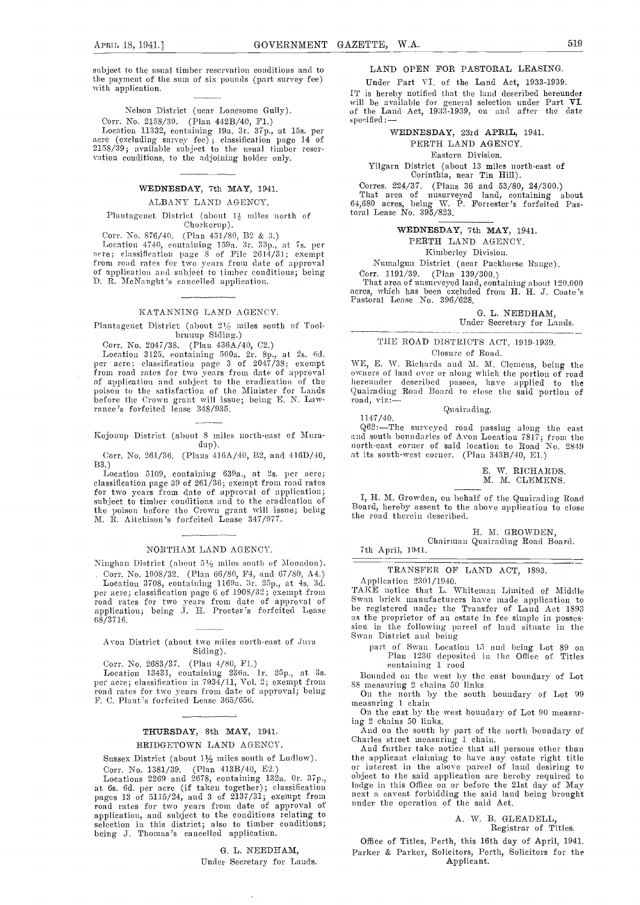subject to the usual timber reservation conditions and to the payment of the sum of six pounds (part survey fee) with application.

Nelson District (near Lonesome Gully).

Corr. No. 2158/39. (Plan 442B/40, F1.)

Location 11332, containing 19a. 3r. 37p., at 15s. per acre (excluding survey fee); classification page 14 of 2158/39; available subject to the usual timber reservation conditions, to the adjoining holder only.

### WEDNESDAY, 7th MAY, 1941.

ALBANY LAND AGENCY.

Plantagenet District (about 1½ miles north of Chorkerup).

Corr. No. 876/40. (Plan 451/80, B2 & 3.)

Location 4740, containing 159a. 3r. 33p., at 7s. per acre; classification page 8 of File 2614/31; exempt from road rates for two years from date of approval of application and subject to timber conditions; being D. R. McNaught's cancelled application.

KATANNING LAND AGENCY.

Plantagenet District (about 2½ miles south of Toolbrunup Siding.)

Corr. No. 2047/38. (Plan 436A/40, C2.)

Location 3125, containing 500a. 2r. 8p., at 2s. 6d. per acre; classification page 3 of 2047/38; exempt from road rates for two years from date of approval of application and subject to the eradication of the poison to the satisfaction of the Minister for Lands before the Crown grant will issue; being E. N. Lawrance's forfeited lease 348/935.

Kojonup District (about 8 miles north-east of Muradup).

Corr. No. 261/36. (Plans 416A/40, B2, and 416D/40, B3.)

Location 5109, containing 639a., at 2s. per acre; classification page 39 of 261/36; exempt from road rates for two years from date of approval of application; subject to timber conditions and to the eradication of the poison before the Crown grant will issue; being M. R. Aitchison's forfeited Lease 347/977.

NORTHAM LAND AGENCY.

Ninghan District (about 5½ miles south of Moondon).

Corr. No. 1908/32. (Plan 66/80, F4, and 67/80, A4.)

Location 3708, containing 1169a. 3r. 25p., at 4s. 3d. per acre; classification page 6 of 1908/32; exempt from road rates for two years from date of approval of application; being J. H. Procter's forfeited Lease 68/3716.

Avon District (about two miles north-east of Jura Siding).

Corr. No. 2683/37. (Plan 4/80, F1.)

Location 13431, containing 236a. 1r. 25p., at 3s. per acre; classification in 7934/11, Vol. 2; exempt from road rates for two years from date of approval; being F. C. Plant's forfeited Lease 365/656.

### THURSDAY, 8th MAY, 1941.

BRIDGETOWN LAND AGENCY.

Sussex District (about 1½ miles south of Ludlow).

Corr. No. 1381/39. (Plan 413B/40, E2.)

Locations 2269 and 2678, containing 132a. 0r. 37p., at 6s. 6d. per acre (if taken together); classification pages 13 of 5115/24, and 3 of 2137/31; exempt from road rates for two years from date of approval of application, and subject to the conditions relating to selection in this district; also to timber conditions; being J. Thomas's cancelled application.

G. L. NEEDHAM,
Under Secretary for Lands.

## LAND OPEN FOR PASTORAL LEASING.

Under Part VI. of the Land Act, 1933-1939.

IT is hereby notified that the land described hereunder will be available for general selection under Part VI. of the Land Act, 1933-1939, on and after the date specified:—

### WEDNESDAY, 23rd APRIL, 1941.

PERTH LAND AGENCY.

Eastern Division.

Yilgarn District (about 13 miles north-east of Corinthia, near Tin Hill).

Corres. 224/37. (Plans 36 and 53/80, 24/300.)

That area of unsurveyed land, containing about 64,680 acres, being W. P. Forrester's forfeited Pastoral Lease No. 395/823.

### WEDNESDAY, 7th MAY, 1941.

PERTH LAND AGENCY.

Kimberley Division.

Numalgun District (near Packhorse Range).

Corr. 1191/39. (Plan 139/300.)

That area of unsurveyed land, containing about 120,000 acres, which has been excluded from H. H. J. Coate's Pastoral Lease No. 396/628.

G. L. NEEDHAM,
Under Secretary for Lands.

## THE ROAD DISTRICTS ACT, 1919-1939.

Closure of Road.

WE, E. W. Richards and M. M. Clemens, being the owners of land over or along which the portion of road hereunder described passes, have applied to the Quairading Road Board to close the said portion of road, viz:—

Quairading.

1147/40.

Q62:—The surveyed road passing along the east and south boundaries of Avon Location 7817; from the north-east corner of said location to Road No. 2849 at its south-west corner. (Plan 343B/40, E1.)

E. W. RICHARDS.
M. M. CLEMENS.

I, H. M. Growden, on behalf of the Quairading Road Board, hereby assent to the above application to close the road therein described.

H. M. GROWDEN,
Chairman Quairading Road Board.

7th April, 1941.

## TRANSFER OF LAND ACT, 1893.

Application 2301/1940.

TAKE notice that L. Whiteman Limited of Middle Swan brick manufacturers have made application to be registered under the Transfer of Land Act 1893 as the proprietor of an estate in fee simple in possession in the following parcel of land situate in the Swan District and being

part of Swan Location 15 and being Lot 89 on Plan 1236 deposited in the Office of Titles containing 1 rood

Bounded on the west by the east boundary of Lot 88 measuring 2 chains 50 links

On the north by the south boundary of Lot 99 measuring 1 chain

On the east by the west boundary of Lot 90 measuring 2 chains 50 links.

And on the south by part of the north boundary of Charles street measuring 1 chain.

And further take notice that all persons other than the applicant claiming to have any estate right title or interest in the above parcel of land desiring to object to the said application are hereby required to lodge in this Office on or before the 21st day of May next a caveat forbidding the said land being brought under the operation of the said Act.

A. W. B. GLEADELL,
Registrar of Titles.

Office of Titles, Perth, this 16th day of April, 1941.

Parker & Parker, Solicitors, Perth, Solicitors for the Applicant.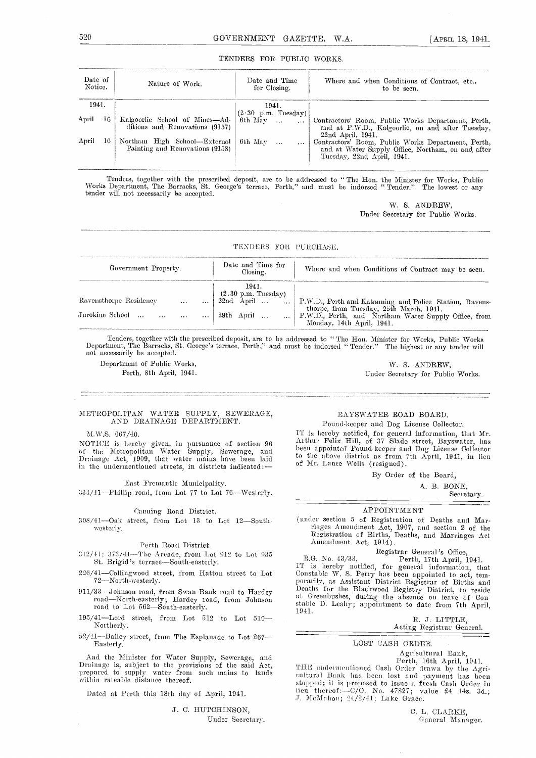## TENDERS FOR PUBLIC WORKS.

| Date of Notice. | Nature of Work. | Date and Time for Closing. | Where and when Conditions of Contract, etc., to be seen. |
|---|---|---|---|
| 1941. | | 1941. (2·30 p.m. Tuesday) | |
| April 16 | Kalgoorlie School of Mines—Additions and Renovations (9157) | 6th May ... ... | Contractors' Room, Public Works Department, Perth, and at P.W.D., Kalgoorlie, on and after Tuesday, 22nd April, 1941. |
| April 16 | Northam High School—External Painting and Renovations (9158) | 6th May ... ... | Contractors' Room, Public Works Department, Perth, and at Water Supply Office, Northam, on and after Tuesday, 22nd April, 1941. |

Tenders, together with the prescribed deposit, are to be addressed to "The Hon. the Minister for Works, Public Works Department, The Barracks, St. George's terrace, Perth," and must be indorsed "Tender." The lowest or any tender will not necessarily be accepted.

W. S. ANDREW,
Under Secretary for Public Works.

## TENDERS FOR PURCHASE.

| Government Property. | Date and Time for Closing. | Where and when Conditions of Contract may be seen. |
|---|---|---|
| | 1941. (2.30 p.m. Tuesday) | |
| Ravensthorpe Residency ... ... | 22nd April ... ... | P.W.D., Perth and Katanning and Police Station, Ravensthorpe, from Tuesday, 25th March, 1941. |
| Jurokine School ... ... ... ... | 29th April ... ... | P.W.D., Perth, and Northam Water Supply Office, from Monday, 14th April, 1941. |

Tenders, together with the prescribed deposit, are to be addressed to "The Hon. Minister for Works, Public Works Department, The Barracks, St. George's terrace, Perth," and must be indorsed "Tender." The highest or any tender will not necessarily be accepted.

Department of Public Works,
Perth, 8th April, 1941.

W. S. ANDREW,
Under Secretary for Public Works.

## METROPOLITAN WATER SUPPLY, SEWERAGE, AND DRAINAGE DEPARTMENT.

M.W.S. 667/40.

NOTICE is hereby given, in pursuance of section 96 of the Metropolitan Water Supply, Sewerage, and Drainage Act, 1909, that water mains have been laid in the undermentioned streets, in districts indicated:—

East Fremantle Municipality.

334/41—Phillip road, from Lot 77 to Lot 76—Westerly.

Canning Road District.

308/41—Oak street, from Lot 13 to Lot 12—Southwesterly.

Perth Road District.

312/41; 373/41—The Arcade, from Lot 912 to Lot 935 St. Brigid's terrace—South-easterly.

226/41—Collingwood street, from Hatton street to Lot 72—North-westerly.

911/33—Johnson road, from Swan Bank road to Hardey road—North-easterly; Hardey road, from Johnson road to Lot 562—South-easterly.

195/41—Lord street, from Lot 512 to Lot 510—Northerly.

52/41—Bailey street, from The Esplanade to Lot 267—Easterly.

And the Minister for Water Supply, Sewerage, and Drainage is, subject to the provisions of the said Act, prepared to supply water from such mains to lands within rateable distance thereof.

Dated at Perth this 18th day of April, 1941.

J. C. HUTCHINSON,
Under Secretary.

## BAYSWATER ROAD BOARD.

Pound-keeper and Dog License Collector.

IT is hereby notified, for general information, that Mr. Arthur Felix Hill, of 37 Slade street, Bayswater, has been appointed Pound-keeper and Dog License Collector to the above district as from 7th April, 1941, in lieu of Mr. Lance Wells (resigned).

By Order of the Board,

A. B. BONE,
Secretary.

## APPOINTMENT

(under section 5 of Registration of Deaths and Marriages Amendment Act, 1907, and section 2 of the Registration of Births, Deaths, and Marriages Act Amendment Act, 1914).

Registrar General's Office,
R.G. No. 43/33. Perth, 17th April, 1941.

IT is hereby notified, for general information, that Constable W. S. Perry has been appointed to act, temporarily, as Assistant District Registrar of Births and Deaths for the Blackwood Registry District, to reside at Greenbushes, during the absence on leave of Constable D. Leahy; appointment to date from 7th April, 1941.

R. J. LITTLE,
Acting Registrar General.

## LOST CASH ORDER.

Agricultural Bank,
Perth, 16th April, 1941.

THE undermentioned Cash Order drawn by the Agricultural Bank has been lost and payment has been stopped; it is proposed to issue a fresh Cash Order in lieu thereof:—C/O. No. 47827; value £4 14s. 3d.; J. McMahon; 24/2/41; Lake Grace.

C. L. CLARKE,
General Manager.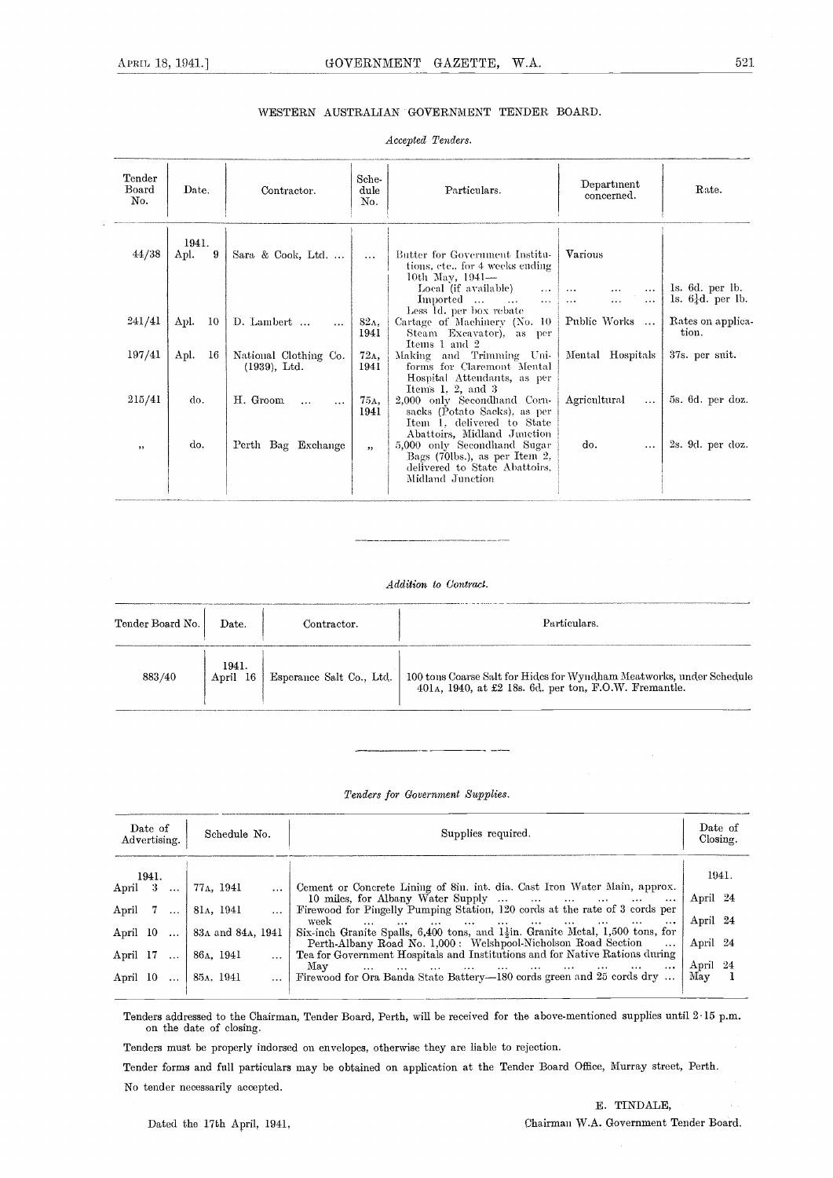## WESTERN AUSTRALIAN GOVERNMENT TENDER BOARD.

*Accepted Tenders.*

| Tender Board No. | Date. | Contractor. | Schedule No. | Particulars. | Department concerned. | Rate. |
|---|---|---|---|---|---|---|
| 44/38 | 1941. Apl. 9 | Sara & Cook, Ltd. ... | ... | Butter for Government Institutions, etc., for 4 weeks ending 10th May, 1941— | Various | |
| | | | | Local (if available) ... | ... ... ... | 1s. 6d. per lb. |
| | | | | Imported ... ... ... | ... ... ... | 1s. 6¼d. per lb. |
| | | | | Less 1d. per box rebate | | |
| 241/41 | Apl. 10 | D. Lambert ... ... | 82A, 1941 | Cartage of Machinery (No. 10 Steam Excavator), as per Items 1 and 2 | Public Works ... | Rates on application. |
| 197/41 | Apl. 16 | National Clothing Co. (1939), Ltd. | 72A, 1941 | Making and Trimming Uniforms for Claremont Mental Hospital Attendants, as per Items 1, 2, and 3 | Mental Hospitals | 37s. per suit. |
| 215/41 | do. | H. Groom ... ... | 75A, 1941 | 2,000 only Secondhand Cornsacks (Potato Sacks), as per Item 1, delivered to State Abattoirs, Midland Junction | Agricultural ... | 5s. 6d. per doz. |
| ,, | do. | Perth Bag Exchange | ,, | 5,000 only Secondhand Sugar Bags (70lbs.), as per Item 2, delivered to State Abattoirs, Midland Junction | do. ... | 2s. 9d. per doz. |

*Addition to Contract.*

| Tender Board No. | Date. | Contractor. | Particulars. |
|---|---|---|---|
| 883/40 | 1941. April 16 | Esperance Salt Co., Ltd. | 100 tons Coarse Salt for Hides for Wyndham Meatworks, under Schedule 401A, 1940, at £2 18s. 6d. per ton, F.O.W. Fremantle. |

*Tenders for Government Supplies.*

| Date of Advertising. | Schedule No. | Supplies required. | Date of Closing. |
|---|---|---|---|
| 1941. | | | 1941. |
| April 3 ... | 77A, 1941 ... | Cement or Concrete Lining of 8in. int. dia. Cast Iron Water Main, approx. 10 miles, for Albany Water Supply ... ... ... ... ... ... | April 24 |
| April 7 ... | 81A, 1941 ... | Firewood for Pingelly Pumping Station, 120 cords at the rate of 3 cords per week ... ... ... ... ... ... ... ... ... | April 24 |
| April 10 ... | 83A and 84A, 1941 | Six-inch Granite Spalls, 6,400 tons, and 1½in. Granite Metal, 1,500 tons, for Perth-Albany Road No. 1,000: Welshpool-Nicholson Road Section ... | April 24 |
| April 17 ... | 86A, 1941 ... | Tea for Government Hospitals and Institutions and for Native Rations during May ... ... ... ... ... ... ... ... ... | April 24 |
| April 10 ... | 85A, 1941 ... | Firewood for Ora Banda State Battery—180 cords green and 25 cords dry ... | May 1 |

Tenders addressed to the Chairman, Tender Board, Perth, will be received for the above-mentioned supplies until 2·15 p.m. on the date of closing.

Tenders must be properly indorsed on envelopes, otherwise they are liable to rejection.

Tender forms and full particulars may be obtained on application at the Tender Board Office, Murray street, Perth.

No tender necessarily accepted.

E. TINDALE,
Chairman W.A. Government Tender Board.

Dated the 17th April, 1941.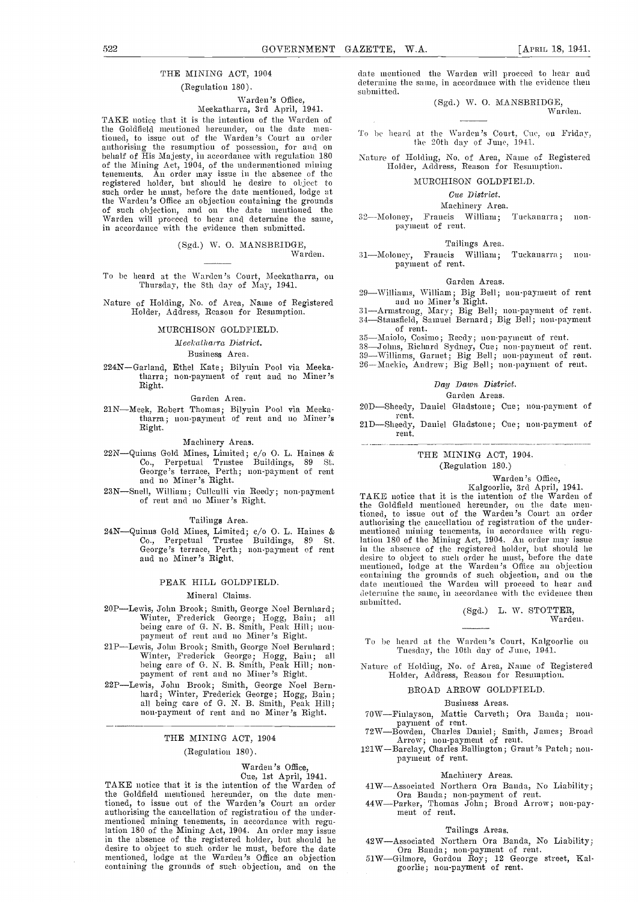## THE MINING ACT, 1904

(Regulation 180).

Warden's Office,
Meekatharra, 3rd April, 1941.

TAKE notice that it is the intention of the Warden of the Goldfield mentioned hereunder, on the date mentioned, to issue out of the Warden's Court an order authorising the resumption of possession, for and on behalf of His Majesty, in accordance with regulation 180 of the Mining Act, 1904, of the undermentioned mining tenements. An order may issue in the absence of the registered holder, but should he desire to object to such order he must, before the date mentioned, lodge at the Warden's Office an objection containing the grounds of such objection, and on the date mentioned the Warden will proceed to hear and determine the same, in accordance with the evidence then submitted.

(Sgd.) W. O. MANSBRIDGE,
Warden.

To be heard at the Warden's Court, Meekatharra, on Thursday, the 8th day of May, 1941.

Nature of Holding, No. of Area, Name of Registered Holder, Address, Reason for Resumption.

### MURCHISON GOLDFIELD.

*Meekatharra District.*

Business Area.

224N—Garland, Ethel Kate; Bilyuin Pool via Meekatharra; non-payment of rent and no Miner's Right.

Garden Area.

21N—Meek, Robert Thomas; Bilyuin Pool via Meekatharra; non-payment of rent and no Miner's Right.

Machinery Areas.

22N—Quinns Gold Mines, Limited; c/o O. L. Haines & Co., Perpetual Trustee Buildings, 89 St. George's terrace, Perth; non-payment of rent and no Miner's Right.

23N—Snell, William; Cullculli via Reedy; non-payment of rent and no Miner's Right.

Tailings Area.

24N—Quinns Gold Mines, Limited; c/o O. L. Haines & Co., Perpetual Trustee Buildings, 89 St. George's terrace, Perth; non-payment of rent and no Miner's Right.

### PEAK HILL GOLDFIELD.

Mineral Claims.

20P—Lewis, John Brook; Smith, George Noel Bernhard; Winter, Frederick George; Hogg, Bain; all being care of G. N. B. Smith, Peak Hill; non-payment of rent and no Miner's Right.

21P—Lewis, John Brook; Smith, George Noel Bernhard; Winter, Frederick George; Hogg, Bain; all being care of G. N. B. Smith, Peak Hill; non-payment of rent and no Miner's Right.

22P—Lewis, John Brook; Smith, George Noel Bernhard; Winter, Frederick George; Hogg, Bain; all being care of G. N. B. Smith, Peak Hill; non-payment of rent and no Miner's Right.

---

## THE MINING ACT, 1904

(Regulation 180).

Warden's Office,
Cue, 1st April, 1941.

TAKE notice that it is the intention of the Warden of the Goldfield mentioned hereunder, on the date mentioned, to issue out of the Warden's Court an order authorising the cancellation of registration of the undermentioned mining tenements, in accordance with regulation 180 of the Mining Act, 1904. An order may issue in the absence of the registered holder, but should he desire to object to such order he must, before the date mentioned, lodge at the Warden's Office an objection containing the grounds of such objection, and on the date mentioned the Warden will proceed to hear and determine the same, in accordance with the evidence then submitted.

(Sgd.) W. O. MANSBRIDGE,
Warden.

To be heard at the Warden's Court, Cue, on Friday, the 20th day of June, 1941.

Nature of Holding, No. of Area, Name of Registered Holder, Address, Reason for Resumption.

### MURCHISON GOLDFIELD.

*Cue District.*

Machinery Area.

32—Moloney, Francis William; Tuckanarra; non-payment of rent.

Tailings Area.

31—Moloney, Francis William; Tuckanarra; non-payment of rent.

Garden Areas.

29—Williams, William; Big Bell; non-payment of rent and no Miner's Right.

31—Armstrong, Mary; Big Bell; non-payment of rent.

34—Stansfield, Samuel Bernard; Big Bell; non-payment of rent.

35—Maiolo, Cosimo; Reedy; non-payment of rent.

38—Johns, Richard Sydney, Cue; non-payment of rent.

39—Williams, Garnet; Big Bell; non-payment of rent.

26—Mackie, Andrew; Big Bell; non-payment of rent.

*Day Dawn District.*

Garden Areas.

20D—Sheedy, Daniel Gladstone; Cue; non-payment of rent.

21D—Sheedy, Daniel Gladstone; Cue; non-payment of rent.

---

## THE MINING ACT, 1904.

(Regulation 180.)

Warden's Office,
Kalgoorlie, 3rd April, 1941.

TAKE notice that it is the intention of the Warden of the Goldfield mentioned hereunder, on the date mentioned, to issue out of the Warden's Court an order authorising the cancellation of registration of the undermentioned mining tenements, in accordance with regulation 180 of the Mining Act, 1904. An order may issue in the absence of the registered holder, but should he desire to object to such order he must, before the date mentioned, lodge at the Warden's Office an objection containing the grounds of such objection, and on the date mentioned the Warden will proceed to hear and determine the same, in accordance with the evidence then submitted.

(Sgd.) L. W. STOTTER,
Warden.

To be heard at the Warden's Court, Kalgoorlie on Tuesday, the 10th day of June, 1941.

Nature of Holding, No. of Area, Name of Registered Holder, Address, Reason for Resumption.

### BROAD ARROW GOLDFIELD.

Business Areas.

70W—Finlayson, Mattie Carveth; Ora Banda; non-payment of rent.

72W—Bowden, Charles Daniel; Smith, James; Broad Arrow; non-payment of rent.

121W—Barclay, Charles Ballington; Grant's Patch; non-payment of rent.

Machinery Areas.

41W—Associated Northern Ora Banda, No Liability; Ora Banda; non-payment of rent.

44W—Parker, Thomas John; Broad Arrow; non-payment of rent.

Tailings Areas.

42W—Associated Northern Ora Banda, No Liability; Ora Banda; non-payment of rent.

51W—Gilmore, Gordon Roy; 12 George street, Kalgoorlie; non-payment of rent.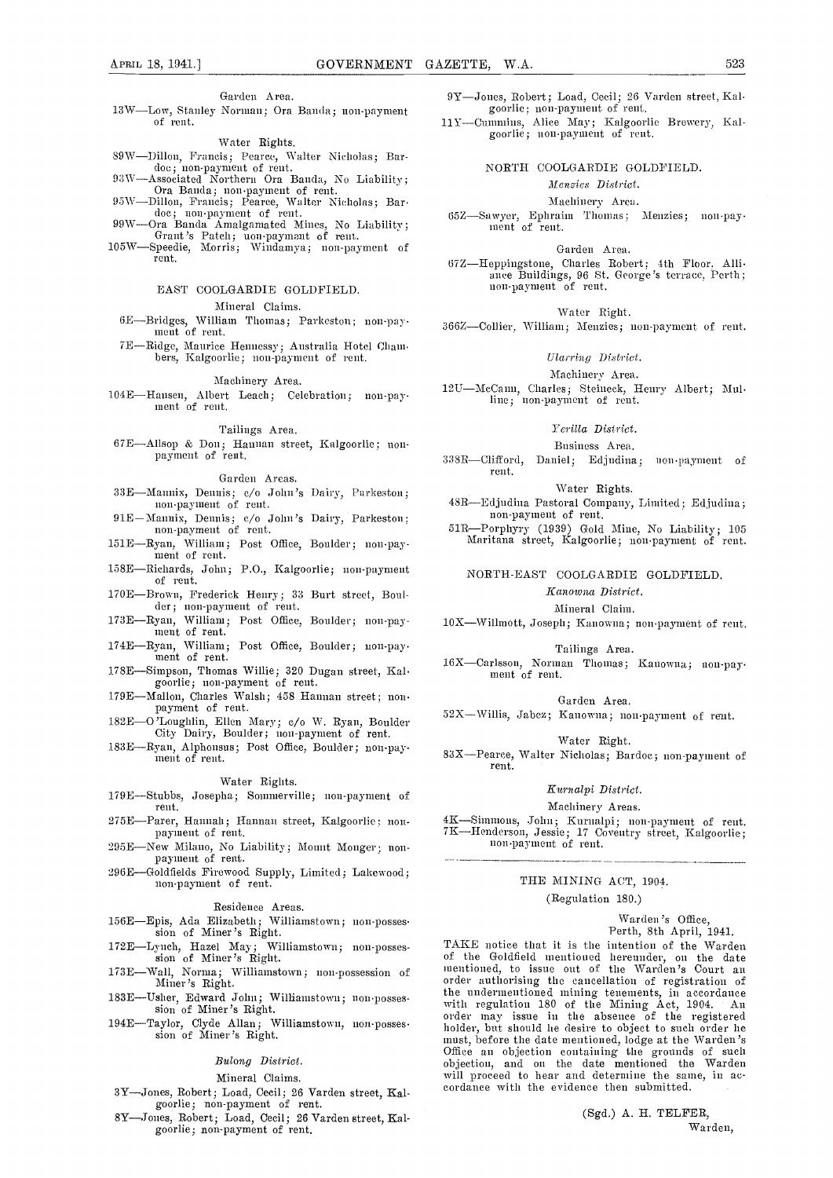Garden Area.

13W—Low, Stanley Norman; Ora Banda; non-payment of rent.

Water Rights.

89W—Dillon, Francis; Pearce, Walter Nicholas; Bardoc; non-payment of rent.

93W—Associated Northern Ora Banda, No Liability; Ora Banda; non-payment of rent.

95W—Dillon, Francis; Pearce, Walter Nicholas; Bardoc; non-payment of rent.

99W—Ora Banda Amalgamated Mines, No Liability; Grant's Patch; non-payment of rent.

105W—Speedie, Morris; Windamya; non-payment of rent.

## EAST COOLGARDIE GOLDFIELD.

Mineral Claims.

6E—Bridges, William Thomas; Parkeston; non-payment of rent.

7E—Ridge, Maurice Hennessy; Australia Hotel Chambers, Kalgoorlie; non-payment of rent.

Machinery Area.

104E—Hansen, Albert Leach; Celebration; non-payment of rent.

Tailings Area.

67E—Allsop & Don; Hannan street, Kalgoorlie; non-payment of rent.

Garden Areas.

33E—Mannix, Dennis; c/o John's Dairy, Parkeston; non-payment of rent.

91E—Mannix, Dennis; c/o John's Dairy, Parkeston; non-payment of rent.

151E—Ryan, William; Post Office, Boulder; non-payment of rent.

158E—Richards, John; P.O., Kalgoorlie; non-payment of rent.

170E—Brown, Frederick Henry; 33 Burt street, Boulder; non-payment of rent.

173E—Ryan, William; Post Office, Boulder; non-payment of rent.

174E—Ryan, William; Post Office, Boulder; non-payment of rent.

178E—Simpson, Thomas Willie; 320 Dugan street, Kalgoorlie; non-payment of rent.

179E—Mallon, Charles Walsh; 458 Hannan street; non-payment of rent.

182E—O'Loughlin, Ellen Mary; c/o W. Ryan, Boulder City Dairy, Boulder; non-payment of rent.

183E—Ryan, Alphonsus; Post Office, Boulder; non-payment of rent.

Water Rights.

179E—Stubbs, Josepha; Sommerville; non-payment of rent.

275E—Parer, Hannah; Hannan street, Kalgoorlie; non-payment of rent.

295E—New Milano, No Liability; Mount Monger; non-payment of rent.

296E—Goldfields Firewood Supply, Limited; Lakewood; non-payment of rent.

Residence Areas.

156E—Epis, Ada Elizabeth; Williamstown; non-possession of Miner's Right.

172E—Lynch, Hazel May; Williamstown; non-possession of Miner's Right.

173E—Wall, Norma; Williamstown; non-possession of Miner's Right.

183E—Usher, Edward John; Williamstown; non-possession of Miner's Right.

194E—Taylor, Clyde Allan; Williamstown, non-possession of Miner's Right.

*Bulong District.*

Mineral Claims.

3Y—Jones, Robert; Load, Cecil; 26 Varden street, Kalgoorlie; non-payment of rent.

8Y—Jones, Robert; Load, Cecil; 26 Varden street, Kalgoorlie; non-payment of rent.

9Y—Jones, Robert; Load, Cecil; 26 Varden street, Kalgoorlie; non-payment of rent.

11Y—Cummins, Alice May; Kalgoorlie Brewery, Kalgoorlie; non-payment of rent.

## NORTH COOLGARDIE GOLDFIELD.

*Menzies District.*

Machinery Area.

65Z—Sawyer, Ephraim Thomas; Menzies; non-payment of rent.

Garden Area.

67Z—Heppingstone, Charles Robert; 4th Floor, Alliance Buildings, 96 St. George's terrace, Perth; non-payment of rent.

Water Right.

366Z—Collier, William; Menzies; non-payment of rent.

*Ularring District.*

Machinery Area.

12U—McCann, Charles; Steineck, Henry Albert; Mulline; non-payment of rent.

*Yerilla District.*

Business Area.

338R—Clifford, Daniel; Edjudina; non-payment of rent.

Water Rights.

48R—Edjudina Pastoral Company, Limited; Edjudina; non-payment of rent.

51R—Porphyry (1939) Gold Mine, No Liability; 105 Maritana street, Kalgoorlie; non-payment of rent.

## NORTH-EAST COOLGARDIE GOLDFIELD.

*Kanowna District.*

Mineral Claim.

10X—Willmott, Joseph; Kanowna; non-payment of rent.

Tailings Area.

16X—Carlsson, Norman Thomas; Kanowna; non-payment of rent.

Garden Area.

52X—Willis, Jabez; Kanowna; non-payment of rent.

Water Right.

83X—Pearce, Walter Nicholas; Bardoc; non-payment of rent.

*Kurnalpi District.*

Machinery Areas.

4K—Simmons, John; Kurnalpi; non-payment of rent.

7K—Henderson, Jessie; 17 Coventry street, Kalgoorlie; non-payment of rent.

---

## THE MINING ACT, 1904.

(Regulation 180.)

Warden's Office,
Perth, 8th April, 1941.

TAKE notice that it is the intention of the Warden of the Goldfield mentioned hereunder, on the date mentioned, to issue out of the Warden's Court an order authorising the cancellation of registration of the undermentioned mining tenements, in accordance with regulation 180 of the Mining Act, 1904. An order may issue in the absence of the registered holder, but should he desire to object to such order he must, before the date mentioned, lodge at the Warden's Office an objection containing the grounds of such objection, and on the date mentioned the Warden will proceed to hear and determine the same, in accordance with the evidence then submitted.

(Sgd.) A. H. TELFER,
Warden,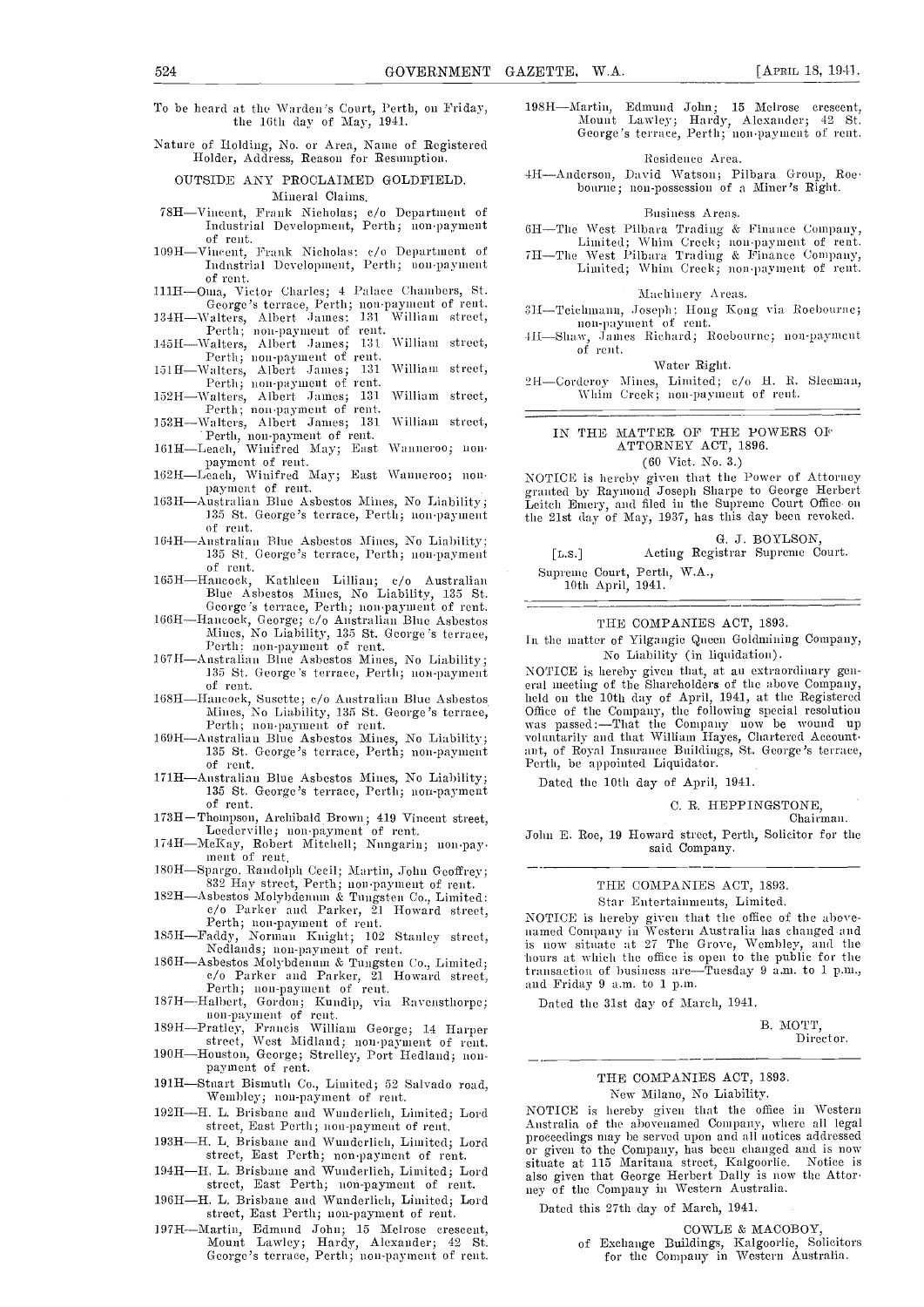To be heard at the Warden's Court, Perth, on Friday, the 16th day of May, 1941.

Nature of Holding, No. or Area, Name of Registered Holder, Address, Reason for Resumption.

OUTSIDE ANY PROCLAIMED GOLDFIELD.

Mineral Claims.

78H—Vincent, Frank Nicholas; c/o Department of Industrial Development, Perth; non-payment of rent.

109H—Vincent, Frank Nicholas; c/o Department of Industrial Development, Perth; non-payment of rent.

111H—Oma, Victor Charles; 4 Palace Chambers, St. George's terrace, Perth; non-payment of rent.

134H—Walters, Albert James; 131 William street, Perth; non-payment of rent.

145H—Walters, Albert James; 131 William street, Perth; non-payment of rent.

151H—Walters, Albert James; 131 William street, Perth; non-payment of rent.

152H—Walters, Albert James; 131 William street, Perth; non-payment of rent.

153H—Walters, Albert James; 131 William street, Perth, non-payment of rent.

161H—Leach, Winifred May; East Wanneroo; non-payment of rent.

162H—Leach, Winifred May; East Wanneroo; non-payment of rent.

163H—Australian Blue Asbestos Mines, No Liability; 135 St. George's terrace, Perth; non-payment of rent.

164H—Australian Blue Asbestos Mines, No Liability; 135 St. George's terrace, Perth; non-payment of rent.

165H—Hancock, Kathleen Lillian; c/o Australian Blue Asbestos Mines, No Liability, 135 St. George's terrace, Perth; non-payment of rent.

166H—Hancock, George; c/o Australian Blue Asbestos Mines, No Liability, 135 St. George's terrace, Perth; non-payment of rent.

167H—Australian Blue Asbestos Mines, No Liability; 135 St. George's terrace, Perth; non-payment of rent.

168H—Hancock, Susette; c/o Australian Blue Asbestos Mines, No Liability, 135 St. George's terrace, Perth; non-payment of rent.

169H—Australian Blue Asbestos Mines, No Liability; 135 St. George's terrace, Perth; non-payment of rent.

171H—Australian Blue Asbestos Mines, No Liability; 135 St. George's terrace, Perth; non-payment of rent.

173H—Thompson, Archibald Brown; 419 Vincent street, Leederville; non-payment of rent.

174H—McKay, Robert Mitchell; Nungarin; non-payment of rent.

180H—Spargo, Randolph Cecil; Martin, John Geoffrey; 832 Hay street, Perth; non-payment of rent.

182H—Asbestos Molybdenum & Tungsten Co., Limited; c/o Parker and Parker, 21 Howard street, Perth; non-payment of rent.

185H—Faddy, Norman Knight; 102 Stanley street, Nedlands; non-payment of rent.

186H—Asbestos Molybdenum & Tungsten Co., Limited; c/o Parker and Parker, 21 Howard street, Perth; non-payment of rent.

187H—Halbert, Gordon; Kundip, via Ravensthorpe; non-payment of rent.

189H—Pratley, Francis William George; 14 Harper street, West Midland; non-payment of rent.

190H—Houston, George; Strelley, Port Hedland; non-payment of rent.

191H—Stuart Bismuth Co., Limited; 52 Salvado road, Wembley; non-payment of rent.

192H—H. L. Brisbane and Wunderlich, Limited; Lord street, East Perth; non-payment of rent.

193H—H. L. Brisbane and Wunderlich, Limited; Lord street, East Perth; non-payment of rent.

194H—H. L. Brisbane and Wunderlich, Limited; Lord street, East Perth; non-payment of rent.

196H—H. L. Brisbane and Wunderlich, Limited; Lord street, East Perth; non-payment of rent.

197H—Martin, Edmund John; 15 Melrose crescent, Mount Lawley; Hardy, Alexander; 42 St. George's terrace, Perth; non-payment of rent.

198H—Martin, Edmund John; 15 Melrose crescent, Mount Lawley; Hardy, Alexander; 42 St. George's terrace, Perth; non-payment of rent.

Residence Area.

4H—Anderson, David Watson; Pilbara Group, Roebourne; non-possession of a Miner's Right.

Business Areas.

6H—The West Pilbara Trading & Finance Company, Limited; Whim Creek; non-payment of rent.

7H—The West Pilbara Trading & Finance Company, Limited; Whim Creek; non-payment of rent.

Machinery Areas.

3H—Teichmann, Joseph; Hong Kong via Roebourne; non-payment of rent.

4H—Shaw, James Richard; Roebourne; non-payment of rent.

Water Right.

2H—Corderoy Mines, Limited; c/o H. R. Sleeman, Whim Creek; non-payment of rent.

---

## IN THE MATTER OF THE POWERS OF ATTORNEY ACT, 1896.

(60 Vict. No. 3.)

NOTICE is hereby given that the Power of Attorney granted by Raymond Joseph Sharpe to George Herbert Leitch Emery, and filed in the Supreme Court Office on the 21st day of May, 1937, has this day been revoked.

[L.S.]

G. J. BOYLSON,
Acting Registrar Supreme Court.

Supreme Court, Perth, W.A.,
10th April, 1941.

---

## THE COMPANIES ACT, 1893.

In the matter of Yilgangie Queen Goldmining Company, No Liability (in liquidation).

NOTICE is hereby given that, at an extraordinary general meeting of the Shareholders of the above Company, held on the 10th day of April, 1941, at the Registered Office of the Company, the following special resolution was passed:—That the Company now be wound up voluntarily and that William Hayes, Chartered Accountant, of Royal Insurance Buildings, St. George's terrace, Perth, be appointed Liquidator.

Dated the 10th day of April, 1941.

C. R. HEPPINGSTONE,
Chairman.

John E. Roe, 19 Howard street, Perth, Solicitor for the said Company.

---

## THE COMPANIES ACT, 1893.

Star Entertainments, Limited.

NOTICE is hereby given that the office of the abovenamed Company in Western Australia has changed and is now situate at 27 The Grove, Wembley, and the hours at which the office is open to the public for the transaction of business are—Tuesday 9 a.m. to 1 p.m., and Friday 9 a.m. to 1 p.m.

Dated the 31st day of March, 1941.

B. MOTT,
Director.

---

## THE COMPANIES ACT, 1893.

New Milano, No Liability.

NOTICE is hereby given that the office in Western Australia of the abovenamed Company, where all legal proceedings may be served upon and all notices addressed or given to the Company, has been changed and is now situate at 115 Maritana street, Kalgoorlie. Notice is also given that George Herbert Dally is now the Attorney of the Company in Western Australia.

Dated this 27th day of March, 1941.

COWLE & MACOBOY,
of Exchange Buildings, Kalgoorlie, Solicitors for the Company in Western Australia.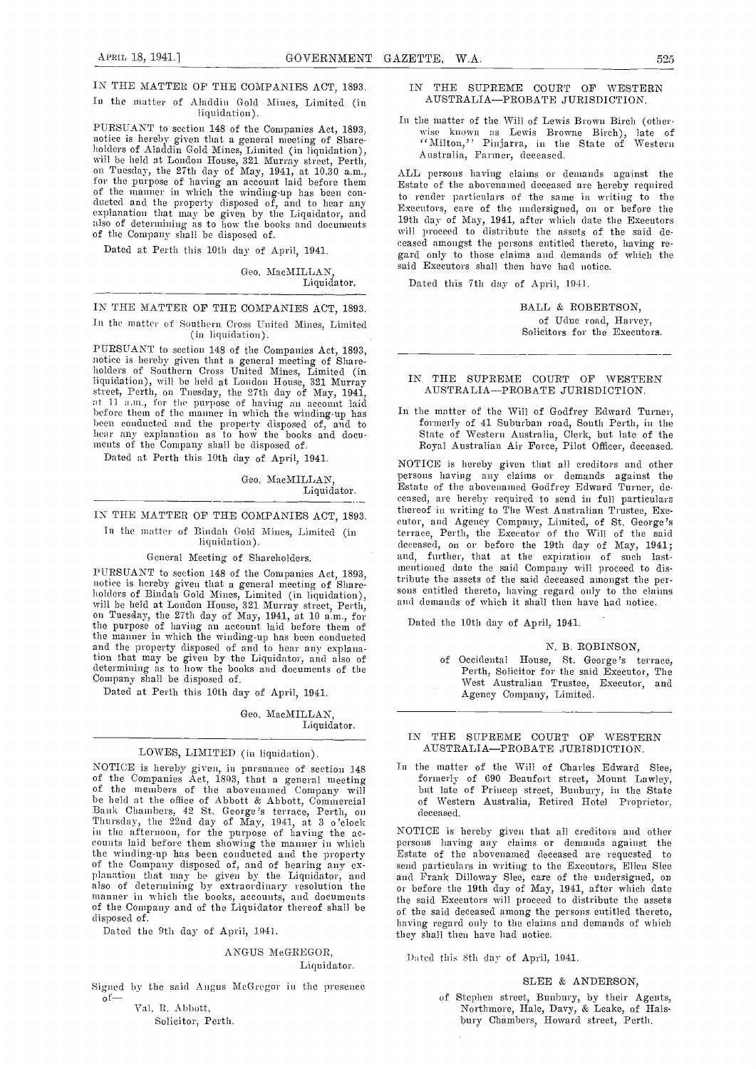IN THE MATTER OF THE COMPANIES ACT, 1893.

In the matter of Aladdin Gold Mines, Limited (in liquidation).

PURSUANT to section 148 of the Companies Act, 1893, notice is hereby given that a general meeting of Shareholders of Aladdin Gold Mines, Limited (in liquidation), will be held at London House, 321 Murray street, Perth, on Tuesday, the 27th day of May, 1941, at 10.30 a.m., for the purpose of having an account laid before them of the manner in which the winding-up has been conducted and the property disposed of, and to hear any explanation that may be given by the Liquidator, and also of determining as to how the books and documents of the Company shall be disposed of.

Dated at Perth this 10th day of April, 1941.

Geo. MacMILLAN,
Liquidator.

---

IN THE MATTER OF THE COMPANIES ACT, 1893.

In the matter of Southern Cross United Mines, Limited (in liquidation).

PURSUANT to section 148 of the Companies Act, 1893, notice is hereby given that a general meeting of Shareholders of Southern Cross United Mines, Limited (in liquidation), will be held at London House, 321 Murray street, Perth, on Tuesday, the 27th day of May, 1941, at 11 a.m., for the purpose of having an account laid before them of the manner in which the winding-up has been conducted and the property disposed of, and to hear any explanation as to how the books and documents of the Company shall be disposed of.

Dated at Perth this 10th day of April, 1941.

Geo. MacMILLAN,
Liquidator.

---

IN THE MATTER OF THE COMPANIES ACT, 1893.

In the matter of Bindah Gold Mines, Limited (in liquidation).

General Meeting of Shareholders.

PURSUANT to section 148 of the Companies Act, 1893, notice is hereby given that a general meeting of Shareholders of Bindah Gold Mines, Limited (in liquidation), will be held at London House, 321 Murray street, Perth, on Tuesday, the 27th day of May, 1941, at 10 a.m., for the purpose of having an account laid before them of the manner in which the winding-up has been conducted and the property disposed of and to hear any explanation that may be given by the Liquidator, and also of determining as to how the books and documents of the Company shall be disposed of.

Dated at Perth this 10th day of April, 1941.

Geo. MacMILLAN,
Liquidator.

---

LOWES, LIMITED (in liquidation).

NOTICE is hereby given, in pursuance of section 148 of the Companies Act, 1893, that a general meeting of the members of the abovenamed Company will be held at the office of Abbott & Abbott, Commercial Bank Chambers, 42 St. George's terrace, Perth, on Thursday, the 22nd day of May, 1941, at 3 o'clock in the afternoon, for the purpose of having the accounts laid before them showing the manner in which the winding-up has been conducted and the property of the Company disposed of, and of hearing any explanation that may be given by the Liquidator, and also of determining by extraordinary resolution the manner in which the books, accounts, and documents of the Company and of the Liquidator thereof shall be disposed of.

Dated the 9th day of April, 1941.

ANGUS McGREGOR,
Liquidator.

Signed by the said Angus McGregor in the presence of—

Val. R. Abbott,
Solicitor, Perth.

---

IN THE SUPREME COURT OF WESTERN AUSTRALIA—PROBATE JURISDICTION.

In the matter of the Will of Lewis Brown Birch (otherwise known as Lewis Browne Birch), late of "Milton," Pinjarra, in the State of Western Australia, Farmer, deceased.

ALL persons having claims or demands against the Estate of the abovenamed deceased are hereby required to render particulars of the same in writing to the Executors, care of the undersigned, on or before the 19th day of May, 1941, after which date the Executors will proceed to distribute the assets of the said deceased amongst the persons entitled thereto, having regard only to those claims and demands of which the said Executors shall then have had notice.

Dated this 7th day of April, 1941.

BALL & ROBERTSON,
of Udue road, Harvey,
Solicitors for the Executors.

---

IN THE SUPREME COURT OF WESTERN AUSTRALIA—PROBATE JURISDICTION.

In the matter of the Will of Godfrey Edward Turner, formerly of 41 Suburban road, South Perth, in the State of Western Australia, Clerk, but late of the Royal Australian Air Force, Pilot Officer, deceased.

NOTICE is hereby given that all creditors and other persons having any claims or demands against the Estate of the abovenamed Godfrey Edward Turner, deceased, are hereby required to send in full particulars thereof in writing to The West Australian Trustee, Executor, and Agency Company, Limited, of St. George's terrace, Perth, the Executor of the Will of the said deceased, on or before the 19th day of May, 1941; and, further, that at the expiration of such last-mentioned date the said Company will proceed to distribute the assets of the said deceased amongst the persons entitled thereto, having regard only to the claims and demands of which it shall then have had notice.

Dated the 10th day of April, 1941.

N. B. ROBINSON,
of Occidental House, St. George's terrace, Perth, Solicitor for the said Executor, The West Australian Trustee, Executor, and Agency Company, Limited.

---

IN THE SUPREME COURT OF WESTERN AUSTRALIA—PROBATE JURISDICTION.

In the matter of the Will of Charles Edward Slee, formerly of 690 Beaufort street, Mount Lawley, but late of Princep street, Bunbury, in the State of Western Australia, Retired Hotel Proprietor, deceased.

NOTICE is hereby given that all creditors and other persons having any claims or demands against the Estate of the abovenamed deceased are requested to send particulars in writing to the Executors, Ellen Slee and Frank Dilloway Slee, care of the undersigned, on or before the 19th day of May, 1941, after which date the said Executors will proceed to distribute the assets of the said deceased among the persons entitled thereto, having regard only to the claims and demands of which they shall then have had notice.

Dated this 8th day of April, 1941.

SLEE & ANDERSON,
of Stephen street, Bunbury, by their Agents, Northmore, Hale, Davy, & Leake, of Halsbury Chambers, Howard street, Perth.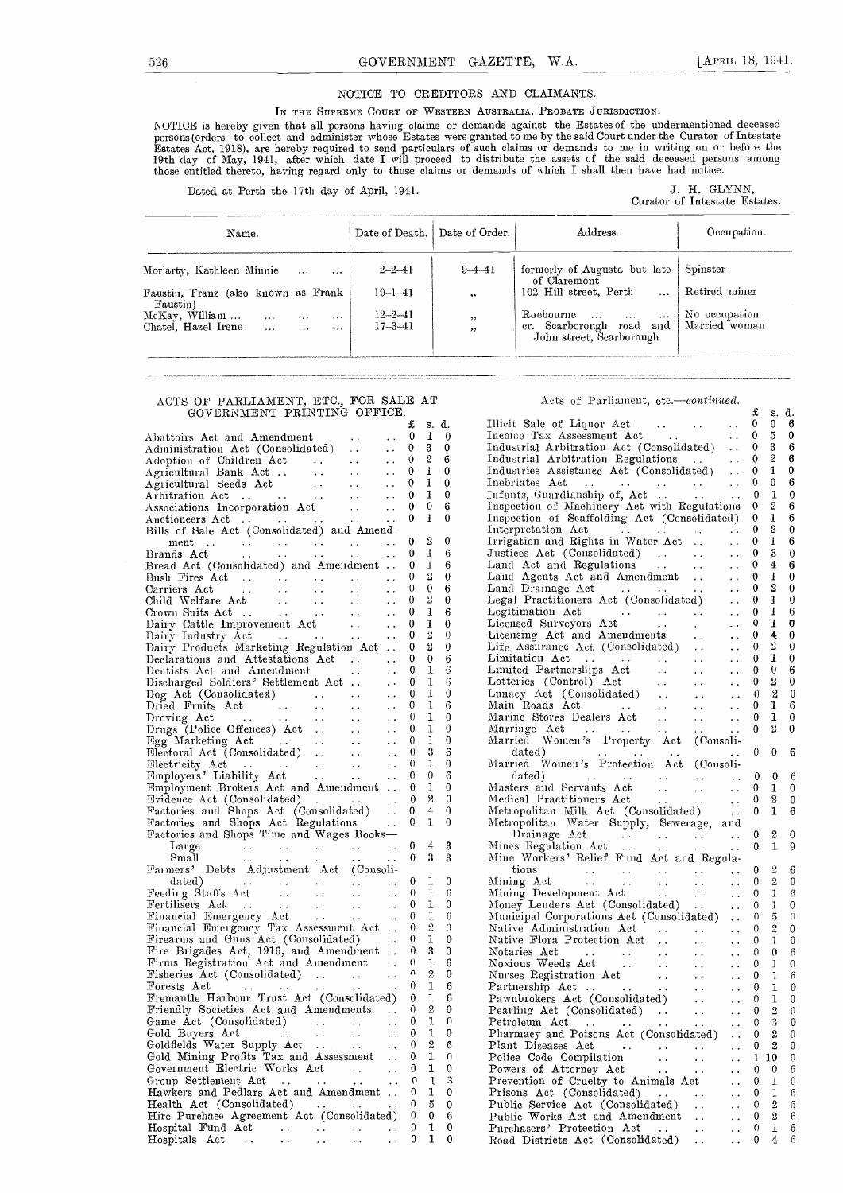## NOTICE TO CREDITORS AND CLAIMANTS.

IN THE SUPREME COURT OF WESTERN AUSTRALIA, PROBATE JURISDICTION.

NOTICE is hereby given that all persons having claims or demands against the Estates of the undermentioned deceased persons (orders to collect and administer whose Estates were granted to me by the said Court under the Curator of Intestate Estates Act, 1918), are hereby required to send particulars of such claims or demands to me in writing on or before the 19th day of May, 1941, after which date I will proceed to distribute the assets of the said deceased persons among those entitled thereto, having regard only to those claims or demands of which I shall then have had notice.

Dated at Perth the 17th day of April, 1941.

J. H. GLYNN,
Curator of Intestate Estates.

| Name. | Date of Death. | Date of Order. | Address. | Occupation. |
|---|---|---|---|---|
| Moriarty, Kathleen Minnie ... ... | 2–2–41 | 9–4–41 | formerly of Augusta but late of Claremont | Spinster |
| Faustin, Franz (also known as Frank Faustin) | 19–1–41 | " | 102 Hill street, Perth ... | Retired miner |
| McKay, William ... ... ... ... | 12–2–41 | " | Roebourne ... ... ... | No occupation |
| Chatel, Hazel Irene ... ... ... | 17–3–41 | " | cr. Scarborough road and John street, Scarborough | Married woman |

## ACTS OF PARLIAMENT, ETC., FOR SALE AT GOVERNMENT PRINTING OFFICE.

| | £ | s. | d. |
|---|---|---|---|
| Abattoirs Act and Amendment | 0 | 1 | 0 |
| Administration Act (Consolidated) | 0 | 3 | 0 |
| Adoption of Children Act | 0 | 2 | 6 |
| Agricultural Bank Act | 0 | 1 | 0 |
| Agricultural Seeds Act | 0 | 1 | 0 |
| Arbitration Act | 0 | 1 | 0 |
| Associations Incorporation Act | 0 | 0 | 6 |
| Auctioneers Act | 0 | 1 | 0 |
| Bills of Sale Act (Consolidated) and Amendment | 0 | 2 | 0 |
| Brands Act | 0 | 1 | 6 |
| Bread Act (Consolidated) and Amendment | 0 | 1 | 6 |
| Bush Fires Act | 0 | 2 | 0 |
| Carriers Act | 0 | 0 | 6 |
| Child Welfare Act | 0 | 2 | 0 |
| Crown Suits Act | 0 | 1 | 6 |
| Dairy Cattle Improvement Act | 0 | 1 | 0 |
| Dairy Industry Act | 0 | 2 | 0 |
| Dairy Products Marketing Regulation Act | 0 | 2 | 0 |
| Declarations and Attestations Act | 0 | 0 | 6 |
| Dentists Act and Amendment | 0 | 1 | 6 |
| Discharged Soldiers' Settlement Act | 0 | 1 | 6 |
| Dog Act (Consolidated) | 0 | 1 | 0 |
| Dried Fruits Act | 0 | 1 | 6 |
| Droving Act | 0 | 1 | 0 |
| Drugs (Police Offences) Act | 0 | 1 | 0 |
| Egg Marketing Act | 0 | 1 | 0 |
| Electoral Act (Consolidated) | 0 | 3 | 6 |
| Electricity Act | 0 | 1 | 0 |
| Employers' Liability Act | 0 | 0 | 6 |
| Employment Brokers Act and Amendment | 0 | 1 | 0 |
| Evidence Act (Consolidated) | 0 | 2 | 0 |
| Factories and Shops Act (Consolidated) | 0 | 4 | 0 |
| Factories and Shops Act Regulations | 0 | 1 | 0 |
| Factories and Shops Time and Wages Books— | | | |
| Large | 0 | 4 | 3 |
| Small | 0 | 3 | 3 |
| Farmers' Debts Adjustment Act (Consolidated) | 0 | 1 | 0 |
| Feeding Stuffs Act | 0 | 1 | 6 |
| Fertilisers Act | 0 | 1 | 0 |
| Financial Emergency Act | 0 | 1 | 6 |
| Financial Emergency Tax Assessment Act | 0 | 2 | 0 |
| Firearms and Guns Act (Consolidated) | 0 | 1 | 0 |
| Fire Brigades Act, 1916, and Amendment | 0 | 3 | 0 |
| Firms Registration Act and Amendment | 0 | 1 | 6 |
| Fisheries Act (Consolidated) | 0 | 2 | 0 |
| Forests Act | 0 | 1 | 6 |
| Fremantle Harbour Trust Act (Consolidated) | 0 | 1 | 6 |
| Friendly Societies Act and Amendments | 0 | 2 | 0 |
| Game Act (Consolidated) | 0 | 1 | 0 |
| Gold Buyers Act | 0 | 1 | 0 |
| Goldfields Water Supply Act | 0 | 2 | 6 |
| Gold Mining Profits Tax and Assessment | 0 | 1 | 0 |
| Government Electric Works Act | 0 | 1 | 0 |
| Group Settlement Act | 0 | 1 | 3 |
| Hawkers and Pedlars Act and Amendment | 0 | 1 | 0 |
| Health Act (Consolidated) | 0 | 5 | 0 |
| Hire Purchase Agreement Act (Consolidated) | 0 | 0 | 6 |
| Hospital Fund Act | 0 | 1 | 0 |
| Hospitals Act | 0 | 1 | 0 |

Acts of Parliament, etc.—*continued.*

| | £ | s. | d. |
|---|---|---|---|
| Illicit Sale of Liquor Act | 0 | 0 | 6 |
| Income Tax Assessment Act | 0 | 5 | 0 |
| Industrial Arbitration Act (Consolidated) | 0 | 3 | 6 |
| Industrial Arbitration Regulations | 0 | 2 | 6 |
| Industries Assistance Act (Consolidated) | 0 | 1 | 0 |
| Inebriates Act | 0 | 0 | 6 |
| Infants, Guardianship of, Act | 0 | 1 | 0 |
| Inspection of Machinery Act with Regulations | 0 | 2 | 6 |
| Inspection of Scaffolding Act (Consolidated) | 0 | 1 | 6 |
| Interpretation Act | 0 | 2 | 0 |
| Irrigation and Rights in Water Act | 0 | 1 | 6 |
| Justices Act (Consolidated) | 0 | 3 | 0 |
| Land Act and Regulations | 0 | 4 | 6 |
| Land Agents Act and Amendment | 0 | 1 | 0 |
| Land Drainage Act | 0 | 2 | 0 |
| Legal Practitioners Act (Consolidated) | 0 | 1 | 0 |
| Legitimation Act | 0 | 1 | 6 |
| Licensed Surveyors Act | 0 | 1 | 0 |
| Licensing Act and Amendments | 0 | 4 | 0 |
| Life Assurance Act (Consolidated) | 0 | 2 | 0 |
| Limitation Act | 0 | 1 | 0 |
| Limited Partnerships Act | 0 | 0 | 6 |
| Lotteries (Control) Act | 0 | 2 | 0 |
| Lunacy Act (Consolidated) | 0 | 2 | 0 |
| Main Roads Act | 0 | 1 | 6 |
| Marine Stores Dealers Act | 0 | 1 | 0 |
| Marriage Act | 0 | 2 | 0 |
| Married Women's Property Act (Consolidated) | 0 | 0 | 6 |
| Married Women's Protection Act (Consolidated) | 0 | 0 | 6 |
| Masters and Servants Act | 0 | 1 | 0 |
| Medical Practitioners Act | 0 | 2 | 0 |
| Metropolitan Milk Act (Consolidated) | 0 | 1 | 6 |
| Metropolitan Water Supply, Sewerage, and Drainage Act | 0 | 2 | 0 |
| Mines Regulation Act | 0 | 1 | 9 |
| Mine Workers' Relief Fund Act and Regulations | 0 | 2 | 6 |
| Mining Act | 0 | 2 | 0 |
| Mining Development Act | 0 | 1 | 6 |
| Money Lenders Act (Consolidated) | 0 | 1 | 0 |
| Municipal Corporations Act (Consolidated) | 0 | 5 | 0 |
| Native Administration Act | 0 | 2 | 0 |
| Native Flora Protection Act | 0 | 1 | 0 |
| Notaries Act | 0 | 0 | 6 |
| Noxious Weeds Act | 0 | 1 | 0 |
| Nurses Registration Act | 0 | 1 | 6 |
| Partnership Act | 0 | 1 | 0 |
| Pawnbrokers Act (Consolidated) | 0 | 1 | 0 |
| Pearling Act (Consolidated) | 0 | 2 | 0 |
| Petroleum Act | 0 | 3 | 0 |
| Pharmacy and Poisons Act (Consolidated) | 0 | 2 | 0 |
| Plant Diseases Act | 0 | 2 | 0 |
| Police Code Compilation | 1 | 10 | 0 |
| Powers of Attorney Act | 0 | 0 | 6 |
| Prevention of Cruelty to Animals Act | 0 | 1 | 0 |
| Prisons Act (Consolidated) | 0 | 1 | 6 |
| Public Service Act (Consolidated) | 0 | 2 | 6 |
| Public Works Act and Amendment | 0 | 2 | 6 |
| Purchasers' Protection Act | 0 | 1 | 6 |
| Road Districts Act (Consolidated) | 0 | 4 | 6 |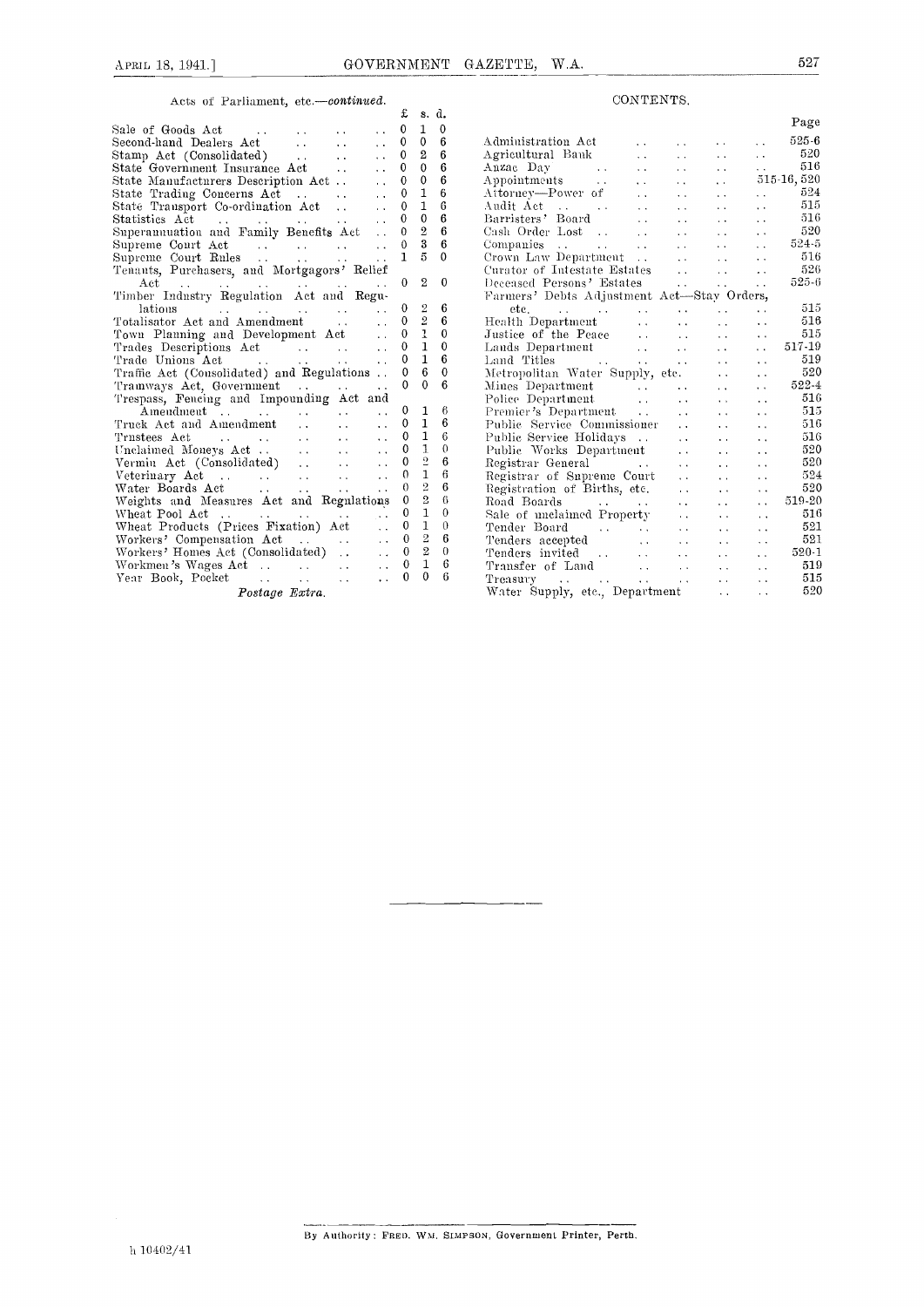Acts of Parliament, etc.—*continued.*

| | £ | s. | d. |
|---|---|---|---|
| Sale of Goods Act | 0 | 1 | 0 |
| Second-hand Dealers Act | 0 | 0 | 6 |
| Stamp Act (Consolidated) | 0 | 2 | 6 |
| State Government Insurance Act | 0 | 0 | 6 |
| State Manufacturers Description Act | 0 | 0 | 6 |
| State Trading Concerns Act | 0 | 1 | 6 |
| State Transport Co-ordination Act | 0 | 1 | 6 |
| Statistics Act | 0 | 0 | 6 |
| Superannuation and Family Benefits Act | 0 | 2 | 6 |
| Supreme Court Act | 0 | 3 | 6 |
| Supreme Court Rules | 1 | 5 | 0 |
| Tenants, Purchasers, and Mortgagors' Relief Act | 0 | 2 | 0 |
| Timber Industry Regulation Act and Regulations | 0 | 2 | 6 |
| Totalisator Act and Amendment | 0 | 2 | 6 |
| Town Planning and Development Act | 0 | 1 | 0 |
| Trades Descriptions Act | 0 | 1 | 0 |
| Trade Unions Act | 0 | 1 | 6 |
| Traffic Act (Consolidated) and Regulations | 0 | 6 | 0 |
| Tramways Act, Government | 0 | 0 | 6 |
| Trespass, Fencing and Impounding Act and Amendment | 0 | 1 | 6 |
| Truck Act and Amendment | 0 | 1 | 6 |
| Trustees Act | 0 | 1 | 6 |
| Unclaimed Moneys Act | 0 | 1 | 0 |
| Vermin Act (Consolidated) | 0 | 2 | 6 |
| Veterinary Act | 0 | 1 | 6 |
| Water Boards Act | 0 | 2 | 6 |
| Weights and Measures Act and Regulations | 0 | 2 | 6 |
| Wheat Pool Act | 0 | 1 | 0 |
| Wheat Products (Prices Fixation) Act | 0 | 1 | 0 |
| Workers' Compensation Act | 0 | 2 | 6 |
| Workers' Homes Act (Consolidated) | 0 | 2 | 0 |
| Workmen's Wages Act | 0 | 1 | 6 |
| Year Book, Pocket | 0 | 0 | 6 |

*Postage Extra.*

## CONTENTS.

| | Page |
|---|---|
| Administration Act | 525-6 |
| Agricultural Bank | 520 |
| Anzac Day | 516 |
| Appointments | 515-16, 520 |
| Attorney—Power of | 524 |
| Audit Act | 515 |
| Barristers' Board | 516 |
| Cash Order Lost | 520 |
| Companies | 524-5 |
| Crown Law Department | 516 |
| Curator of Intestate Estates | 526 |
| Deceased Persons' Estates | 525-6 |
| Farmers' Debts Adjustment Act—Stay Orders, etc. | 515 |
| Health Department | 516 |
| Justice of the Peace | 515 |
| Lands Department | 517-19 |
| Land Titles | 519 |
| Metropolitan Water Supply, etc. | 520 |
| Mines Department | 522-4 |
| Police Department | 516 |
| Premier's Department | 515 |
| Public Service Commissioner | 516 |
| Public Service Holidays | 516 |
| Public Works Department | 520 |
| Registrar General | 520 |
| Registrar of Supreme Court | 524 |
| Registration of Births, etc. | 520 |
| Road Boards | 519-20 |
| Sale of unclaimed Property | 516 |
| Tender Board | 521 |
| Tenders accepted | 521 |
| Tenders invited | 520-1 |
| Transfer of Land | 519 |
| Treasury | 515 |
| Water Supply, etc., Department | 520 |

By Authority: FRED. WM. SIMPSON, Government Printer, Perth.

h 10402/41